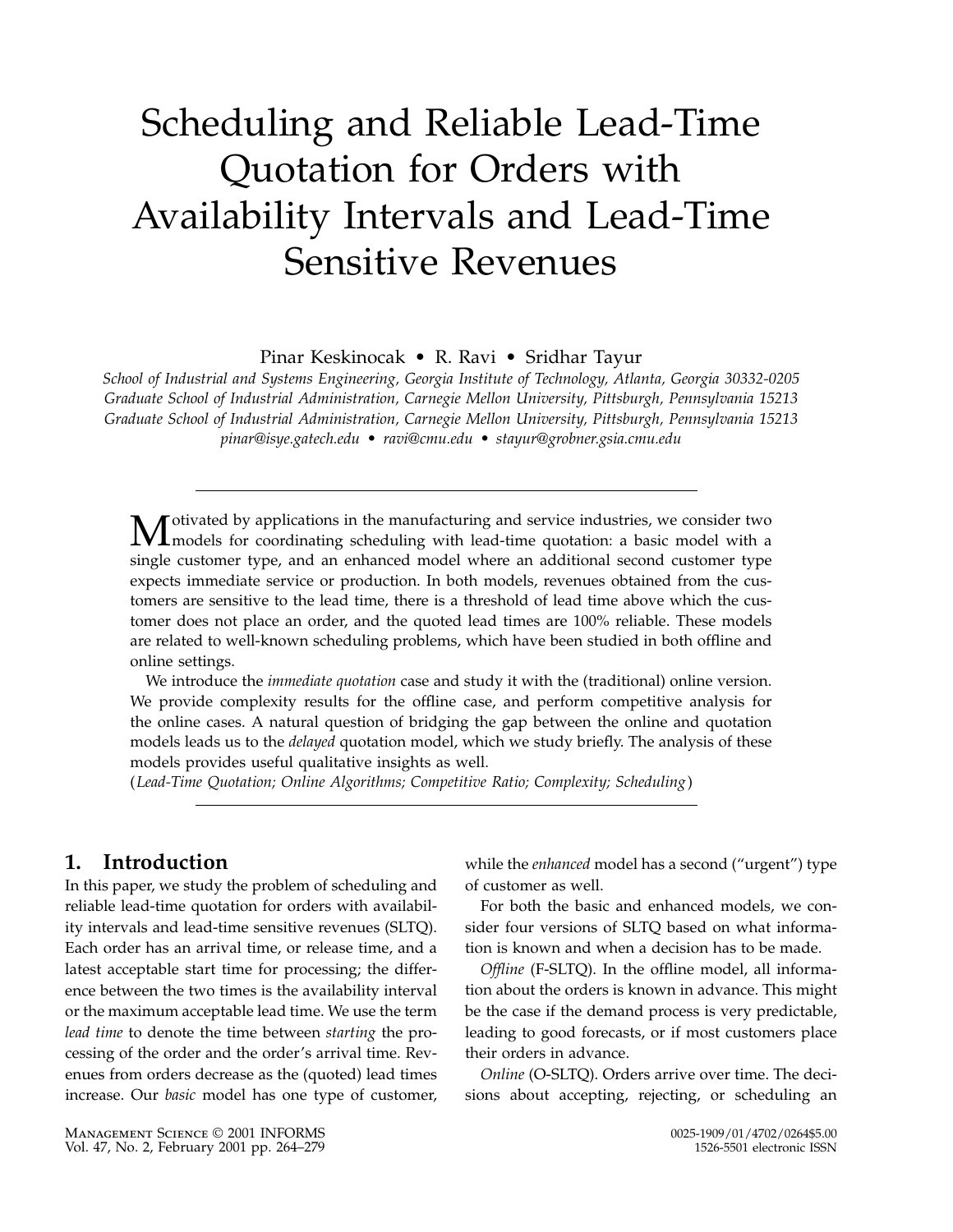# Scheduling and Reliable Lead-Time Quotation for Orders with Availability Intervals and Lead-Time Sensitive Revenues

Pinar Keskinocak • R. Ravi • Sridhar Tayur

*School of Industrial and Systems Engineering, Georgia Institute of Technology, Atlanta, Georgia 30332-0205*
*Graduate School of Industrial Administration, Carnegie Mellon University, Pittsburgh, Pennsylvania 15213*
*Graduate School of Industrial Administration, Carnegie Mellon University, Pittsburgh, Pennsylvania 15213*
*pinar@isye.gatech.edu • ravi@cmu.edu • stayur@grobner.gsia.cmu.edu*

---

Motivated by applications in the manufacturing and service industries, we consider two models for coordinating scheduling with lead-time quotation: a basic model with a single customer type, and an enhanced model where an additional second customer type expects immediate service or production. In both models, revenues obtained from the customers are sensitive to the lead time, there is a threshold of lead time above which the customer does not place an order, and the quoted lead times are 100% reliable. These models are related to well-known scheduling problems, which have been studied in both offline and online settings.

We introduce the *immediate quotation* case and study it with the (traditional) online version. We provide complexity results for the offline case, and perform competitive analysis for the online cases. A natural question of bridging the gap between the online and quotation models leads us to the *delayed* quotation model, which we study briefly. The analysis of these models provides useful qualitative insights as well.

(*Lead-Time Quotation; Online Algorithms; Competitive Ratio; Complexity; Scheduling*)

---

## 1. Introduction

In this paper, we study the problem of scheduling and reliable lead-time quotation for orders with availability intervals and lead-time sensitive revenues (SLTQ). Each order has an arrival time, or release time, and a latest acceptable start time for processing; the difference between the two times is the availability interval or the maximum acceptable lead time. We use the term *lead time* to denote the time between *starting* the processing of the order and the order's arrival time. Revenues from orders decrease as the (quoted) lead times increase. Our *basic* model has one type of customer, while the *enhanced* model has a second ("urgent") type of customer as well.

For both the basic and enhanced models, we consider four versions of SLTQ based on what information is known and when a decision has to be made.

*Offline* (F-SLTQ). In the offline model, all information about the orders is known in advance. This might be the case if the demand process is very predictable, leading to good forecasts, or if most customers place their orders in advance.

*Online* (O-SLTQ). Orders arrive over time. The decisions about accepting, rejecting, or scheduling an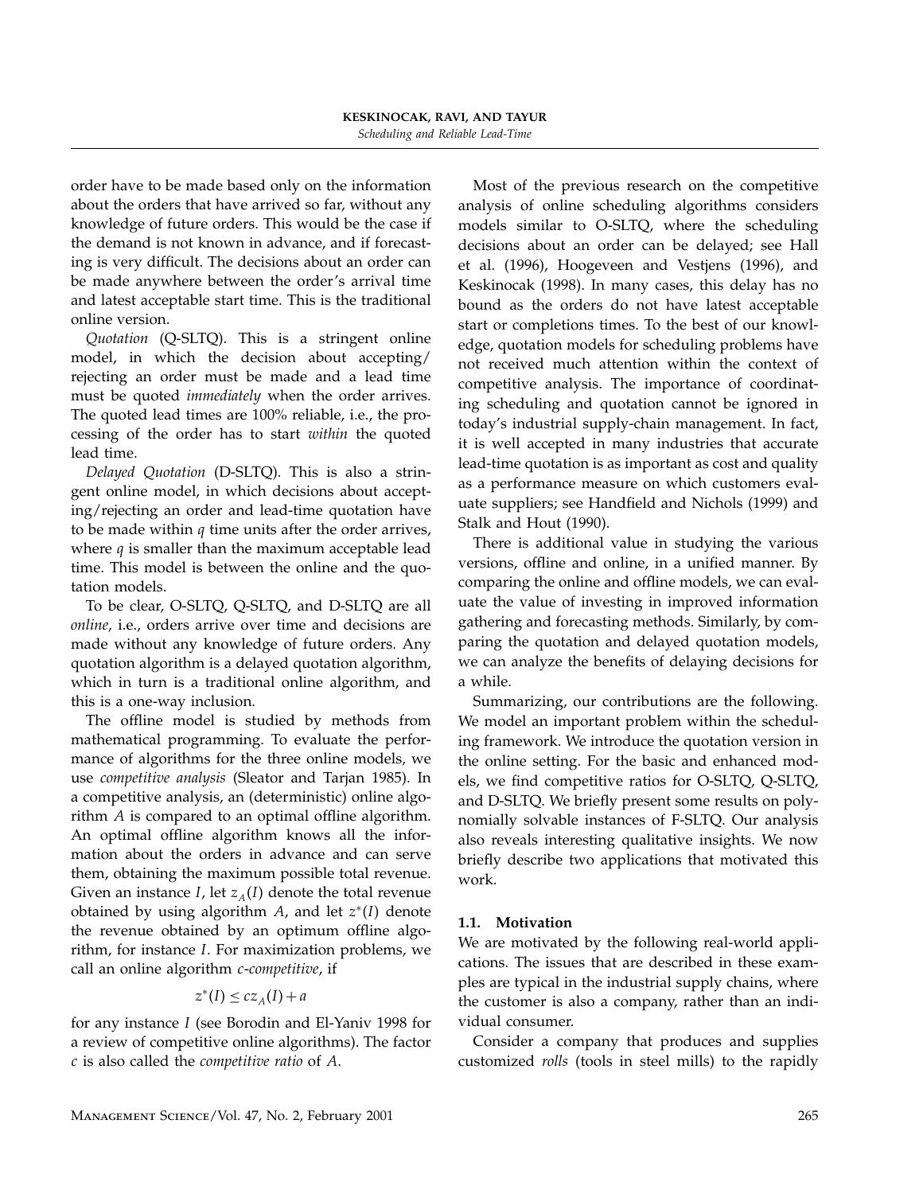order have to be made based only on the information about the orders that have arrived so far, without any knowledge of future orders. This would be the case if the demand is not known in advance, and if forecasting is very difficult. The decisions about an order can be made anywhere between the order's arrival time and latest acceptable start time. This is the traditional online version.

*Quotation* (Q-SLTQ). This is a stringent online model, in which the decision about accepting/rejecting an order must be made and a lead time must be quoted *immediately* when the order arrives. The quoted lead times are 100% reliable, i.e., the processing of the order has to start *within* the quoted lead time.

*Delayed Quotation* (D-SLTQ). This is also a stringent online model, in which decisions about accepting/rejecting an order and lead-time quotation have to be made within $q$ time units after the order arrives, where $q$ is smaller than the maximum acceptable lead time. This model is between the online and the quotation models.

To be clear, O-SLTQ, Q-SLTQ, and D-SLTQ are all *online*, i.e., orders arrive over time and decisions are made without any knowledge of future orders. Any quotation algorithm is a delayed quotation algorithm, which in turn is a traditional online algorithm, and this is a one-way inclusion.

The offline model is studied by methods from mathematical programming. To evaluate the performance of algorithms for the three online models, we use *competitive analysis* (Sleator and Tarjan 1985). In a competitive analysis, an (deterministic) online algorithm $A$ is compared to an optimal offline algorithm. An optimal offline algorithm knows all the information about the orders in advance and can serve them, obtaining the maximum possible total revenue. Given an instance $I$, let $z_A(I)$ denote the total revenue obtained by using algorithm $A$, and let $z^*(I)$ denote the revenue obtained by an optimum offline algorithm, for instance $I$. For maximization problems, we call an online algorithm *c-competitive*, if

$$z^*(I) \leq c z_A(I) + a$$

for any instance $I$ (see Borodin and El-Yaniv 1998 for a review of competitive online algorithms). The factor $c$ is also called the *competitive ratio* of $A$.

Most of the previous research on the competitive analysis of online scheduling algorithms considers models similar to O-SLTQ, where the scheduling decisions about an order can be delayed; see Hall et al. (1996), Hoogeveen and Vestjens (1996), and Keskinocak (1998). In many cases, this delay has no bound as the orders do not have latest acceptable start or completions times. To the best of our knowledge, quotation models for scheduling problems have not received much attention within the context of competitive analysis. The importance of coordinating scheduling and quotation cannot be ignored in today's industrial supply-chain management. In fact, it is well accepted in many industries that accurate lead-time quotation is as important as cost and quality as a performance measure on which customers evaluate suppliers; see Handfield and Nichols (1999) and Stalk and Hout (1990).

There is additional value in studying the various versions, offline and online, in a unified manner. By comparing the online and offline models, we can evaluate the value of investing in improved information gathering and forecasting methods. Similarly, by comparing the quotation and delayed quotation models, we can analyze the benefits of delaying decisions for a while.

Summarizing, our contributions are the following. We model an important problem within the scheduling framework. We introduce the quotation version in the online setting. For the basic and enhanced models, we find competitive ratios for O-SLTQ, Q-SLTQ, and D-SLTQ. We briefly present some results on polynomially solvable instances of F-SLTQ. Our analysis also reveals interesting qualitative insights. We now briefly describe two applications that motivated this work.

### 1.1. Motivation

We are motivated by the following real-world applications. The issues that are described in these examples are typical in the industrial supply chains, where the customer is also a company, rather than an individual consumer.

Consider a company that produces and supplies customized *rolls* (tools in steel mills) to the rapidly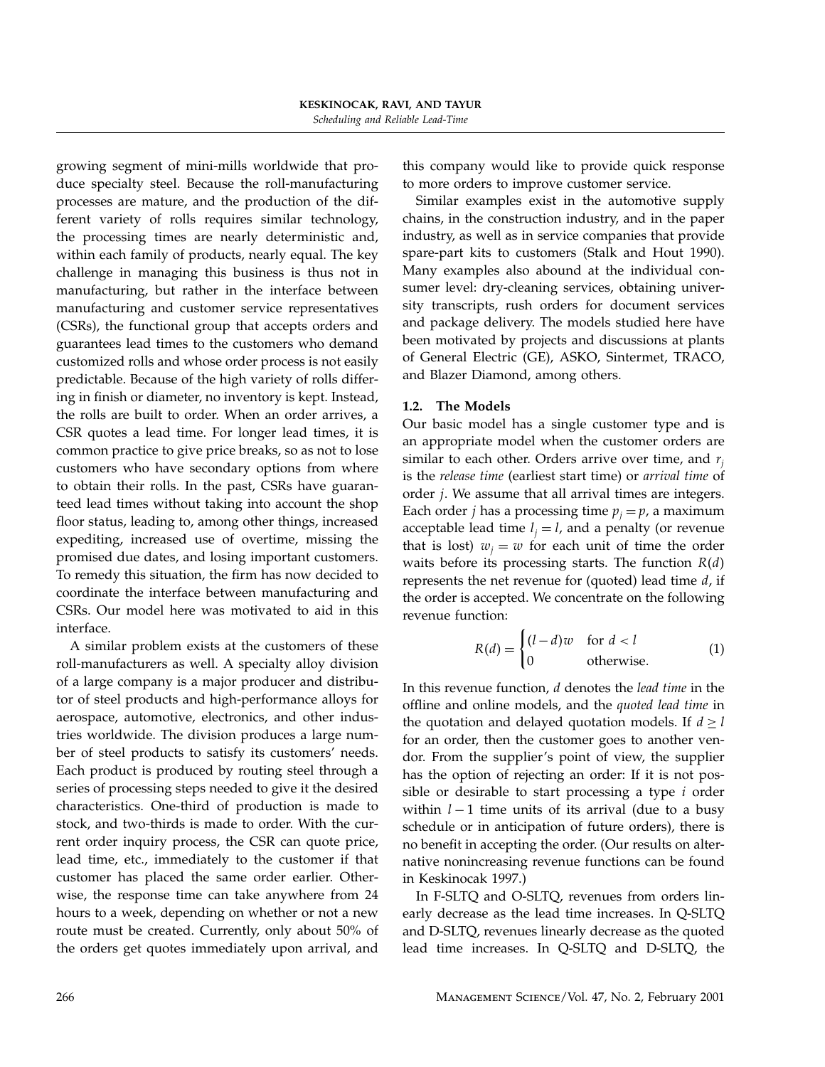growing segment of mini-mills worldwide that produce specialty steel. Because the roll-manufacturing processes are mature, and the production of the different variety of rolls requires similar technology, the processing times are nearly deterministic and, within each family of products, nearly equal. The key challenge in managing this business is thus not in manufacturing, but rather in the interface between manufacturing and customer service representatives (CSRs), the functional group that accepts orders and guarantees lead times to the customers who demand customized rolls and whose order process is not easily predictable. Because of the high variety of rolls differing in finish or diameter, no inventory is kept. Instead, the rolls are built to order. When an order arrives, a CSR quotes a lead time. For longer lead times, it is common practice to give price breaks, so as not to lose customers who have secondary options from where to obtain their rolls. In the past, CSRs have guaranteed lead times without taking into account the shop floor status, leading to, among other things, increased expediting, increased use of overtime, missing the promised due dates, and losing important customers. To remedy this situation, the firm has now decided to coordinate the interface between manufacturing and CSRs. Our model here was motivated to aid in this interface.

A similar problem exists at the customers of these roll-manufacturers as well. A specialty alloy division of a large company is a major producer and distributor of steel products and high-performance alloys for aerospace, automotive, electronics, and other industries worldwide. The division produces a large number of steel products to satisfy its customers' needs. Each product is produced by routing steel through a series of processing steps needed to give it the desired characteristics. One-third of production is made to stock, and two-thirds is made to order. With the current order inquiry process, the CSR can quote price, lead time, etc., immediately to the customer if that customer has placed the same order earlier. Otherwise, the response time can take anywhere from 24 hours to a week, depending on whether or not a new route must be created. Currently, only about 50% of the orders get quotes immediately upon arrival, and this company would like to provide quick response to more orders to improve customer service.

Similar examples exist in the automotive supply chains, in the construction industry, and in the paper industry, as well as in service companies that provide spare-part kits to customers (Stalk and Hout 1990). Many examples also abound at the individual consumer level: dry-cleaning services, obtaining university transcripts, rush orders for document services and package delivery. The models studied here have been motivated by projects and discussions at plants of General Electric (GE), ASKO, Sintermet, TRACO, and Blazer Diamond, among others.

### 1.2. The Models

Our basic model has a single customer type and is an appropriate model when the customer orders are similar to each other. Orders arrive over time, and $r_j$ is the *release time* (earliest start time) or *arrival time* of order $j$. We assume that all arrival times are integers. Each order $j$ has a processing time $p_j = p$, a maximum acceptable lead time $l_j = l$, and a penalty (or revenue that is lost) $w_j = w$ for each unit of time the order waits before its processing starts. The function $R(d)$ represents the net revenue for (quoted) lead time $d$, if the order is accepted. We concentrate on the following revenue function:

$$R(d) = \begin{cases} (l-d)w & \text{for } d < l \\ 0 & \text{otherwise.} \end{cases} \tag{1}$$

In this revenue function, $d$ denotes the *lead time* in the offline and online models, and the *quoted lead time* in the quotation and delayed quotation models. If $d \geq l$ for an order, then the customer goes to another vendor. From the supplier's point of view, the supplier has the option of rejecting an order: If it is not possible or desirable to start processing a type $i$ order within $l-1$ time units of its arrival (due to a busy schedule or in anticipation of future orders), there is no benefit in accepting the order. (Our results on alternative nonincreasing revenue functions can be found in Keskinocak 1997.)

In F-SLTQ and O-SLTQ, revenues from orders linearly decrease as the lead time increases. In Q-SLTQ and D-SLTQ, revenues linearly decrease as the quoted lead time increases. In Q-SLTQ and D-SLTQ, the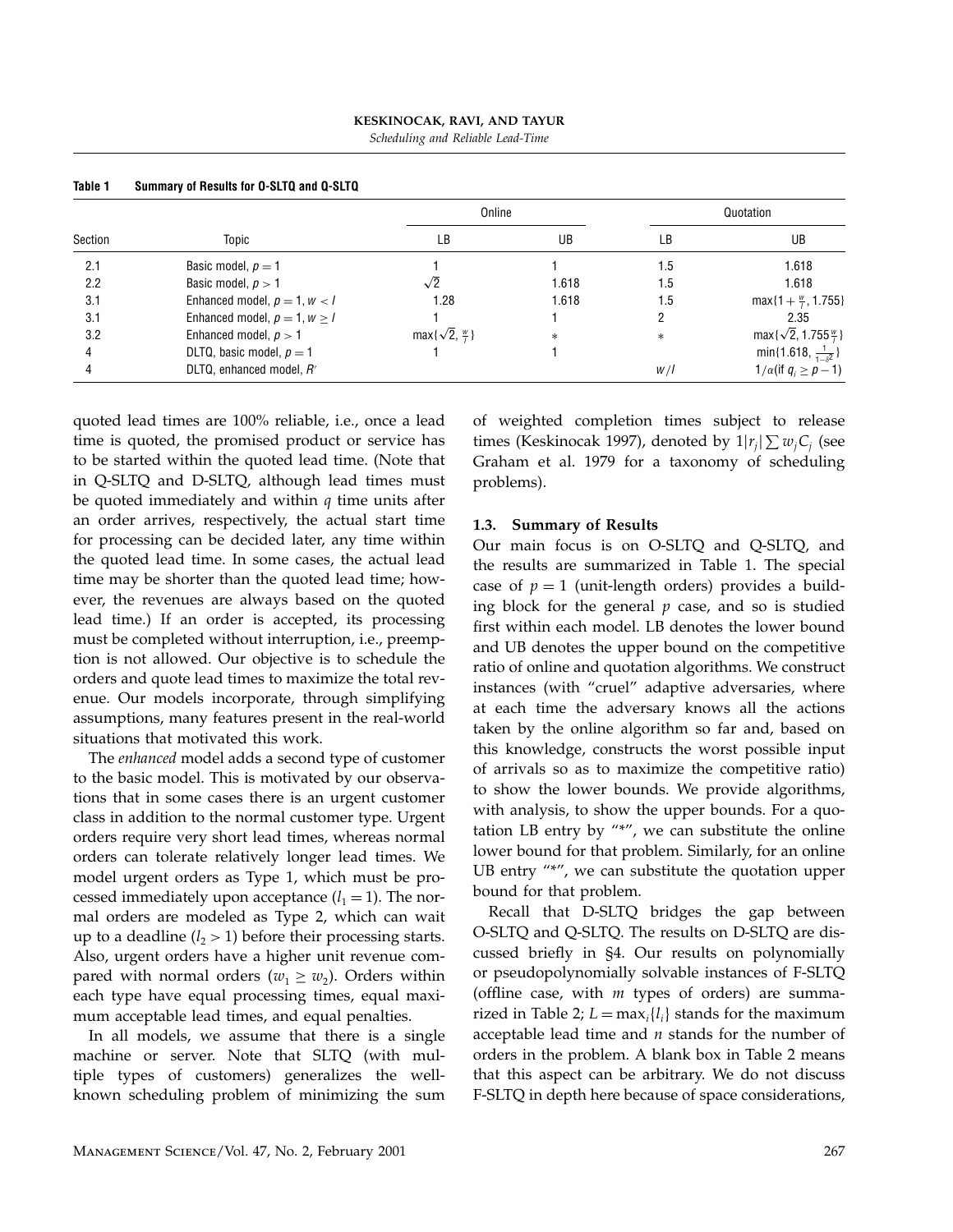**Table 1 Summary of Results for O-SLTQ and Q-SLTQ**

| Section | Topic | Online | | Quotation | |
|---|---|---|---|---|---|
| | | LB | UB | LB | UB |
| 2.1 | Basic model, $p = 1$ | 1 | 1 | 1.5 | 1.618 |
| 2.2 | Basic model, $p > 1$ | $\sqrt{2}$ | 1.618 | 1.5 | 1.618 |
| 3.1 | Enhanced model, $p = 1, w < l$ | 1.28 | 1.618 | 1.5 | $\max\{1 + \frac{w}{l}, 1.755\}$ |
| 3.1 | Enhanced model, $p = 1, w \geq l$ | 1 | 1 | 2 | 2.35 |
| 3.2 | Enhanced model, $p > 1$ | $\max\{\sqrt{2}, \frac{w}{l}\}$ | * | * | $\max\{\sqrt{2}, 1.755\frac{w}{l}\}$ |
| 4 | DLTQ, basic model, $p = 1$ | 1 | 1 | | $\min\{1.618, \frac{1}{1-\delta^2}\}$ |
| 4 | DLTQ, enhanced model, $R'$ | | | $w/l$ | $1/\alpha(\text{if } q_i \geq p - 1)$ |

quoted lead times are 100% reliable, i.e., once a lead time is quoted, the promised product or service has to be started within the quoted lead time. (Note that in Q-SLTQ and D-SLTQ, although lead times must be quoted immediately and within $q$ time units after an order arrives, respectively, the actual start time for processing can be decided later, any time within the quoted lead time. In some cases, the actual lead time may be shorter than the quoted lead time; however, the revenues are always based on the quoted lead time.) If an order is accepted, its processing must be completed without interruption, i.e., preemption is not allowed. Our objective is to schedule the orders and quote lead times to maximize the total revenue. Our models incorporate, through simplifying assumptions, many features present in the real-world situations that motivated this work.

The *enhanced* model adds a second type of customer to the basic model. This is motivated by our observations that in some cases there is an urgent customer class in addition to the normal customer type. Urgent orders require very short lead times, whereas normal orders can tolerate relatively longer lead times. We model urgent orders as Type 1, which must be processed immediately upon acceptance ($l_1 = 1$). The normal orders are modeled as Type 2, which can wait up to a deadline ($l_2 > 1$) before their processing starts. Also, urgent orders have a higher unit revenue compared with normal orders ($w_1 \geq w_2$). Orders within each type have equal processing times, equal maximum acceptable lead times, and equal penalties.

In all models, we assume that there is a single machine or server. Note that SLTQ (with multiple types of customers) generalizes the well-known scheduling problem of minimizing the sum of weighted completion times subject to release times (Keskinocak 1997), denoted by $1|r_j|\sum w_j C_j$ (see Graham et al. 1979 for a taxonomy of scheduling problems).

### 1.3. Summary of Results

Our main focus is on O-SLTQ and Q-SLTQ, and the results are summarized in Table 1. The special case of $p = 1$ (unit-length orders) provides a building block for the general $p$ case, and so is studied first within each model. LB denotes the lower bound and UB denotes the upper bound on the competitive ratio of online and quotation algorithms. We construct instances (with "cruel" adaptive adversaries, where at each time the adversary knows all the actions taken by the online algorithm so far and, based on this knowledge, constructs the worst possible input of arrivals so as to maximize the competitive ratio) to show the lower bounds. We provide algorithms, with analysis, to show the upper bounds. For a quotation LB entry by "*", we can substitute the online lower bound for that problem. Similarly, for an online UB entry "*", we can substitute the quotation upper bound for that problem.

Recall that D-SLTQ bridges the gap between O-SLTQ and Q-SLTQ. The results on D-SLTQ are discussed briefly in §4. Our results on polynomially or pseudopolynomially solvable instances of F-SLTQ (offline case, with $m$ types of orders) are summarized in Table 2; $L = \max_i\{l_i\}$ stands for the maximum acceptable lead time and $n$ stands for the number of orders in the problem. A blank box in Table 2 means that this aspect can be arbitrary. We do not discuss F-SLTQ in depth here because of space considerations,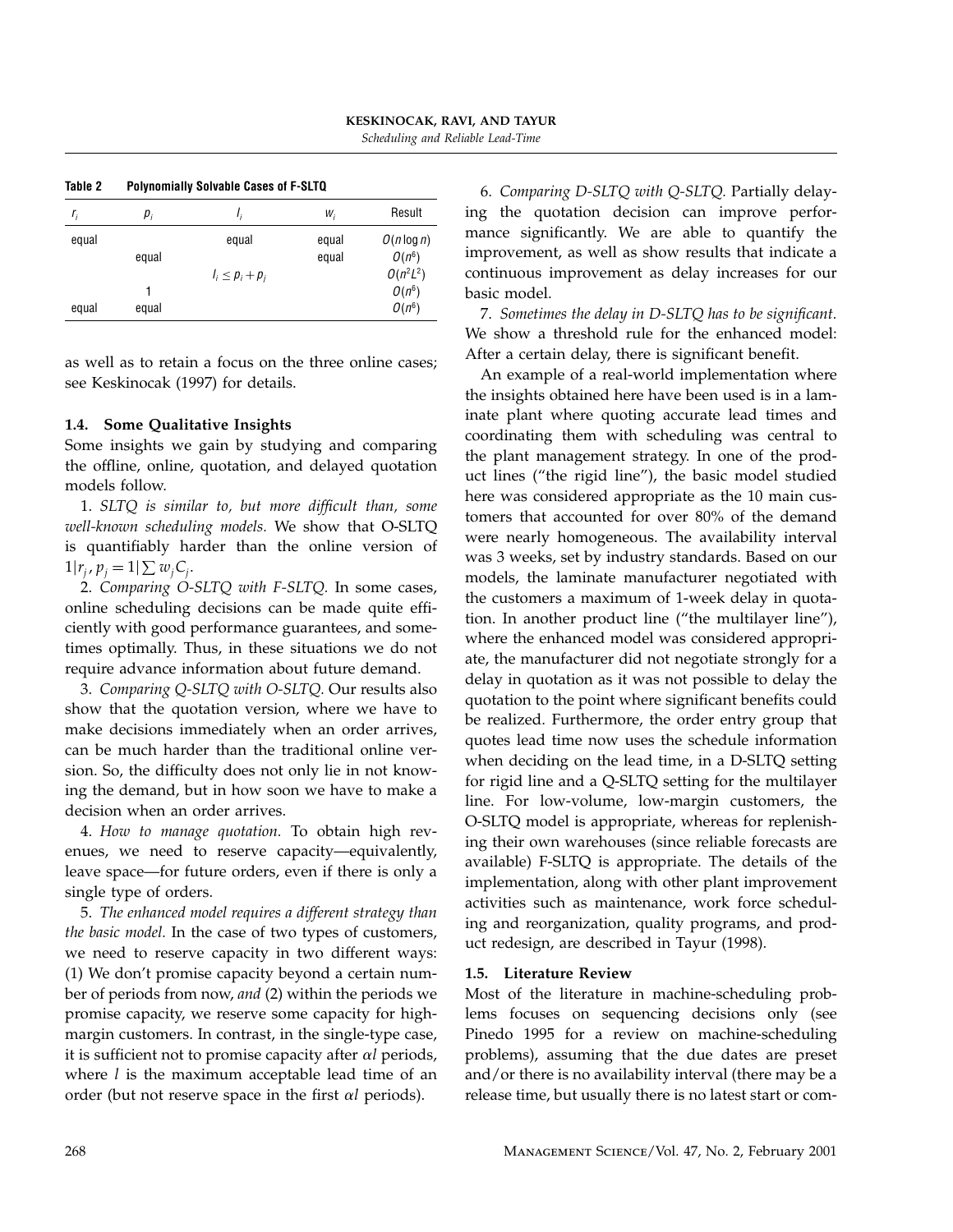**Table 2 Polynomially Solvable Cases of F-SLTQ**

| $r_i$ | $p_i$ | $l_i$ | $w_i$ | Result |
|---|---|---|---|---|
| equal | | equal | equal | $O(n \log n)$ |
| | equal | | equal | $O(n^6)$ |
| | | $l_i \leq p_i + p_j$ | | $O(n^2L^2)$ |
| | 1 | | | $O(n^6)$ |
| equal | equal | | | $O(n^6)$ |

as well as to retain a focus on the three online cases; see Keskinocak (1997) for details.

### 1.4. Some Qualitative Insights

Some insights we gain by studying and comparing the offline, online, quotation, and delayed quotation models follow.

1. *SLTQ is similar to, but more difficult than, some well-known scheduling models.* We show that O-SLTQ is quantifiably harder than the online version of $1|r_j, p_j = 1|\sum w_j C_j$.

2. *Comparing O-SLTQ with F-SLTQ.* In some cases, online scheduling decisions can be made quite efficiently with good performance guarantees, and sometimes optimally. Thus, in these situations we do not require advance information about future demand.

3. *Comparing Q-SLTQ with O-SLTQ.* Our results also show that the quotation version, where we have to make decisions immediately when an order arrives, can be much harder than the traditional online version. So, the difficulty does not only lie in not knowing the demand, but in how soon we have to make a decision when an order arrives.

4. *How to manage quotation.* To obtain high revenues, we need to reserve capacity—equivalently, leave space—for future orders, even if there is only a single type of orders.

5. *The enhanced model requires a different strategy than the basic model.* In the case of two types of customers, we need to reserve capacity in two different ways: (1) We don't promise capacity beyond a certain number of periods from now, *and* (2) within the periods we promise capacity, we reserve some capacity for high-margin customers. In contrast, in the single-type case, it is sufficient not to promise capacity after $\alpha l$ periods, where $l$ is the maximum acceptable lead time of an order (but not reserve space in the first $\alpha l$ periods).

6. *Comparing D-SLTQ with Q-SLTQ.* Partially delaying the quotation decision can improve performance significantly. We are able to quantify the improvement, as well as show results that indicate a continuous improvement as delay increases for our basic model.

7. *Sometimes the delay in D-SLTQ has to be significant.* We show a threshold rule for the enhanced model: After a certain delay, there is significant benefit.

An example of a real-world implementation where the insights obtained here have been used is in a laminate plant where quoting accurate lead times and coordinating them with scheduling was central to the plant management strategy. In one of the product lines ("the rigid line"), the basic model studied here was considered appropriate as the 10 main customers that accounted for over 80% of the demand were nearly homogeneous. The availability interval was 3 weeks, set by industry standards. Based on our models, the laminate manufacturer negotiated with the customers a maximum of 1-week delay in quotation. In another product line ("the multilayer line"), where the enhanced model was considered appropriate, the manufacturer did not negotiate strongly for a delay in quotation as it was not possible to delay the quotation to the point where significant benefits could be realized. Furthermore, the order entry group that quotes lead time now uses the schedule information when deciding on the lead time, in a D-SLTQ setting for rigid line and a Q-SLTQ setting for the multilayer line. For low-volume, low-margin customers, the O-SLTQ model is appropriate, whereas for replenishing their own warehouses (since reliable forecasts are available) F-SLTQ is appropriate. The details of the implementation, along with other plant improvement activities such as maintenance, work force scheduling and reorganization, quality programs, and product redesign, are described in Tayur (1998).

### 1.5. Literature Review

Most of the literature in machine-scheduling problems focuses on sequencing decisions only (see Pinedo 1995 for a review on machine-scheduling problems), assuming that the due dates are preset and/or there is no availability interval (there may be a release time, but usually there is no latest start or com-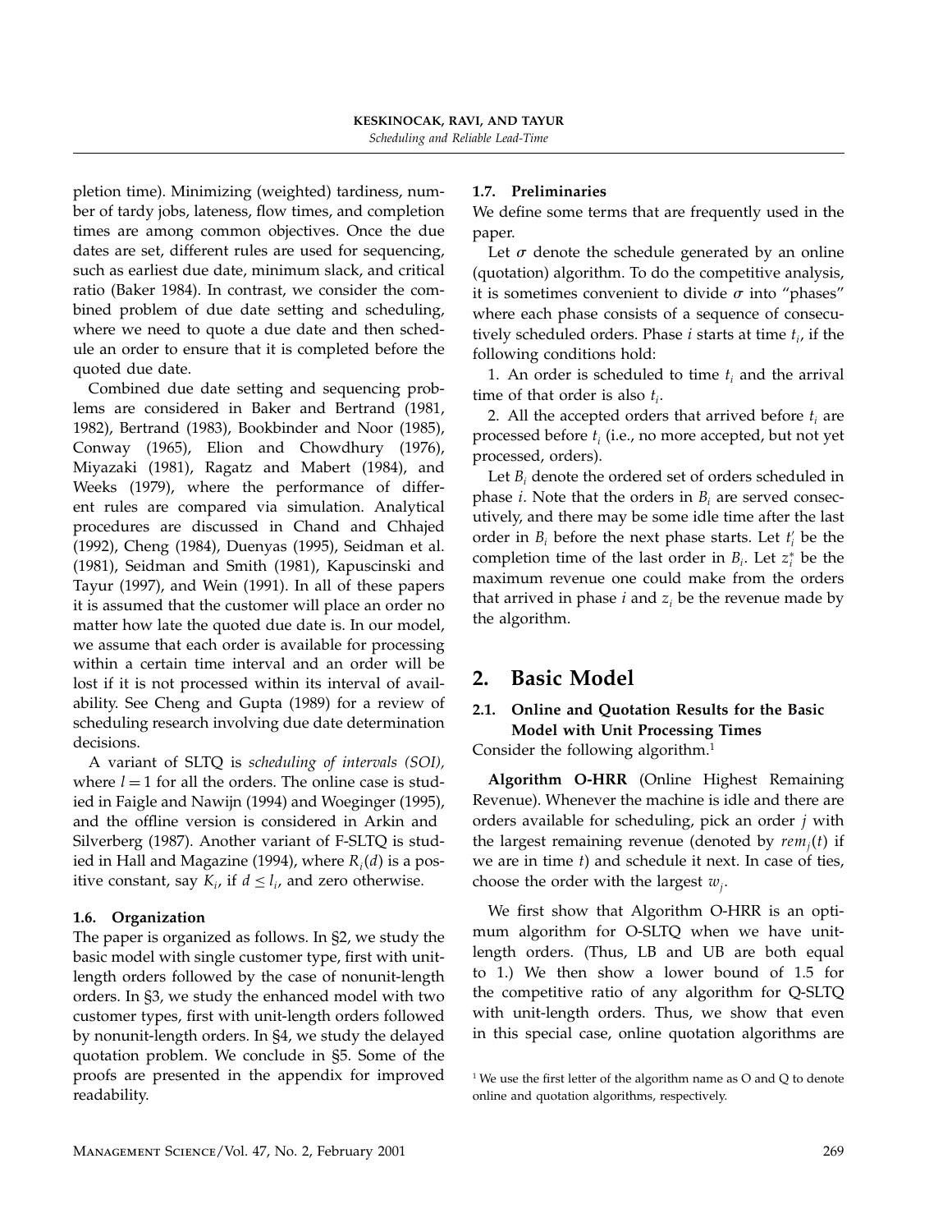pletion time). Minimizing (weighted) tardiness, number of tardy jobs, lateness, flow times, and completion times are among common objectives. Once the due dates are set, different rules are used for sequencing, such as earliest due date, minimum slack, and critical ratio (Baker 1984). In contrast, we consider the combined problem of due date setting and scheduling, where we need to quote a due date and then schedule an order to ensure that it is completed before the quoted due date.

Combined due date setting and sequencing problems are considered in Baker and Bertrand (1981, 1982), Bertrand (1983), Bookbinder and Noor (1985), Conway (1965), Elion and Chowdhury (1976), Miyazaki (1981), Ragatz and Mabert (1984), and Weeks (1979), where the performance of different rules are compared via simulation. Analytical procedures are discussed in Chand and Chhajed (1992), Cheng (1984), Duenyas (1995), Seidman et al. (1981), Seidman and Smith (1981), Kapuscinski and Tayur (1997), and Wein (1991). In all of these papers it is assumed that the customer will place an order no matter how late the quoted due date is. In our model, we assume that each order is available for processing within a certain time interval and an order will be lost if it is not processed within its interval of availability. See Cheng and Gupta (1989) for a review of scheduling research involving due date determination decisions.

A variant of SLTQ is *scheduling of intervals (SOI),* where $l = 1$ for all the orders. The online case is studied in Faigle and Nawijn (1994) and Woeginger (1995), and the offline version is considered in Arkin and Silverberg (1987). Another variant of F-SLTQ is studied in Hall and Magazine (1994), where $R_i(d)$ is a positive constant, say $K_i$, if $d \leq l_i$, and zero otherwise.

### 1.6. Organization

The paper is organized as follows. In §2, we study the basic model with single customer type, first with unit-length orders followed by the case of nonunit-length orders. In §3, we study the enhanced model with two customer types, first with unit-length orders followed by nonunit-length orders. In §4, we study the delayed quotation problem. We conclude in §5. Some of the proofs are presented in the appendix for improved readability.

### 1.7. Preliminaries

We define some terms that are frequently used in the paper.

Let $\sigma$ denote the schedule generated by an online (quotation) algorithm. To do the competitive analysis, it is sometimes convenient to divide $\sigma$ into "phases" where each phase consists of a sequence of consecutively scheduled orders. Phase $i$ starts at time $t_i$, if the following conditions hold:

1. An order is scheduled to time $t_i$ and the arrival time of that order is also $t_i$.

2. All the accepted orders that arrived before $t_i$ are processed before $t_i$ (i.e., no more accepted, but not yet processed, orders).

Let $B_i$ denote the ordered set of orders scheduled in phase $i$. Note that the orders in $B_i$ are served consecutively, and there may be some idle time after the last order in $B_i$ before the next phase starts. Let $t_i'$ be the completion time of the last order in $B_i$. Let $z_i^*$ be the maximum revenue one could make from the orders that arrived in phase $i$ and $z_i$ be the revenue made by the algorithm.

## 2. Basic Model

### 2.1. Online and Quotation Results for the Basic Model with Unit Processing Times

Consider the following algorithm.[1]

**Algorithm O-HRR** (Online Highest Remaining Revenue). Whenever the machine is idle and there are orders available for scheduling, pick an order $j$ with the largest remaining revenue (denoted by $rem_j(t)$ if we are in time $t$) and schedule it next. In case of ties, choose the order with the largest $w_j$.

We first show that Algorithm O-HRR is an optimum algorithm for O-SLTQ when we have unit-length orders. (Thus, LB and UB are both equal to 1.) We then show a lower bound of 1.5 for the competitive ratio of any algorithm for Q-SLTQ with unit-length orders. Thus, we show that even in this special case, online quotation algorithms are

[1] We use the first letter of the algorithm name as O and Q to denote online and quotation algorithms, respectively.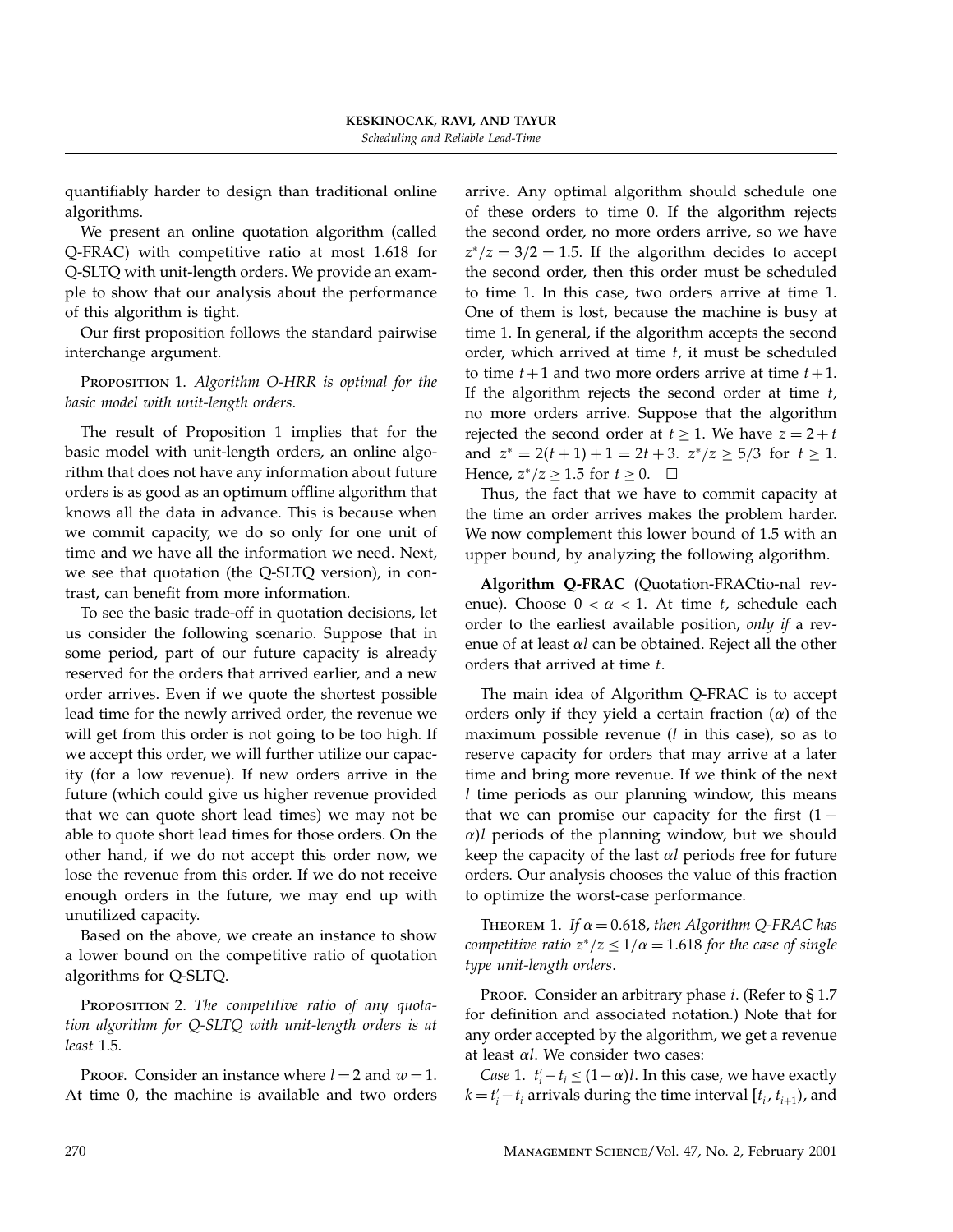quantifiably harder to design than traditional online algorithms.

We present an online quotation algorithm (called Q-FRAC) with competitive ratio at most 1.618 for Q-SLTQ with unit-length orders. We provide an example to show that our analysis about the performance of this algorithm is tight.

Our first proposition follows the standard pairwise interchange argument.

Proposition 1. *Algorithm O-HRR is optimal for the basic model with unit-length orders.*

The result of Proposition 1 implies that for the basic model with unit-length orders, an online algorithm that does not have any information about future orders is as good as an optimum offline algorithm that knows all the data in advance. This is because when we commit capacity, we do so only for one unit of time and we have all the information we need. Next, we see that quotation (the Q-SLTQ version), in contrast, can benefit from more information.

To see the basic trade-off in quotation decisions, let us consider the following scenario. Suppose that in some period, part of our future capacity is already reserved for the orders that arrived earlier, and a new order arrives. Even if we quote the shortest possible lead time for the newly arrived order, the revenue we will get from this order is not going to be too high. If we accept this order, we will further utilize our capacity (for a low revenue). If new orders arrive in the future (which could give us higher revenue provided that we can quote short lead times) we may not be able to quote short lead times for those orders. On the other hand, if we do not accept this order now, we lose the revenue from this order. If we do not receive enough orders in the future, we may end up with unutilized capacity.

Based on the above, we create an instance to show a lower bound on the competitive ratio of quotation algorithms for Q-SLTQ.

Proposition 2. *The competitive ratio of any quotation algorithm for Q-SLTQ with unit-length orders is at least* 1.5.

Proof. Consider an instance where $l = 2$ and $w = 1$. At time 0, the machine is available and two orders arrive. Any optimal algorithm should schedule one of these orders to time 0. If the algorithm rejects the second order, no more orders arrive, so we have $z^*/z = 3/2 = 1.5$. If the algorithm decides to accept the second order, then this order must be scheduled to time 1. In this case, two orders arrive at time 1. One of them is lost, because the machine is busy at time 1. In general, if the algorithm accepts the second order, which arrived at time $t$, it must be scheduled to time $t+1$ and two more orders arrive at time $t+1$. If the algorithm rejects the second order at time $t$, no more orders arrive. Suppose that the algorithm rejected the second order at $t \geq 1$. We have $z = 2+t$ and $z^* = 2(t+1)+1 = 2t+3$. $z^*/z \geq 5/3$ for $t \geq 1$. Hence, $z^*/z \geq 1.5$ for $t \geq 0$. □

Thus, the fact that we have to commit capacity at the time an order arrives makes the problem harder. We now complement this lower bound of 1.5 with an upper bound, by analyzing the following algorithm.

**Algorithm Q-FRAC** (Quotation-FRACtio-nal revenue). Choose $0 < \alpha < 1$. At time $t$, schedule each order to the earliest available position, *only if* a revenue of at least $\alpha l$ can be obtained. Reject all the other orders that arrived at time $t$.

The main idea of Algorithm Q-FRAC is to accept orders only if they yield a certain fraction ($\alpha$) of the maximum possible revenue ($l$ in this case), so as to reserve capacity for orders that may arrive at a later time and bring more revenue. If we think of the next $l$ time periods as our planning window, this means that we can promise our capacity for the first $(1-\alpha)l$ periods of the planning window, but we should keep the capacity of the last $\alpha l$ periods free for future orders. Our analysis chooses the value of this fraction to optimize the worst-case performance.

Theorem 1. *If $\alpha = 0.618$, then Algorithm Q-FRAC has competitive ratio $z^*/z \leq 1/\alpha = 1.618$ for the case of single type unit-length orders.*

Proof. Consider an arbitrary phase $i$. (Refer to § 1.7 for definition and associated notation.) Note that for any order accepted by the algorithm, we get a revenue at least $\alpha l$. We consider two cases:

*Case* 1. $t'_i - t_i \leq (1-\alpha)l$. In this case, we have exactly $k = t'_i - t_i$ arrivals during the time interval $[t_i, t_{i+1})$, and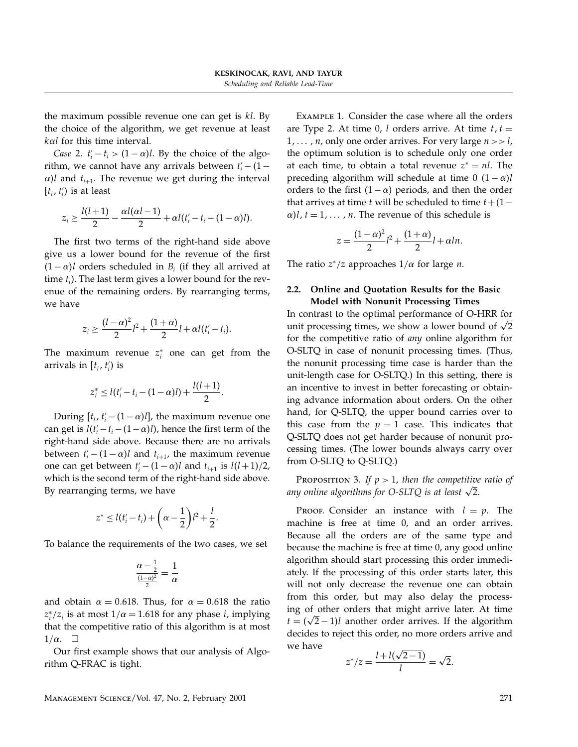the maximum possible revenue one can get is $kl$. By the choice of the algorithm, we get revenue at least $k\alpha l$ for this time interval.

*Case* 2. $t_i' - t_i > (1-\alpha)l$. By the choice of the algorithm, we cannot have any arrivals between $t_i' - (1-\alpha)l$ and $t_{i+1}$. The revenue we get during the interval $[t_i, t_i')$ is at least

$$z_i \geq \frac{l(l+1)}{2} - \frac{\alpha l(\alpha l - 1)}{2} + \alpha l(t_i' - t_i - (1-\alpha)l).$$

The first two terms of the right-hand side above give us a lower bound for the revenue of the first $(1-\alpha)l$ orders scheduled in $B_i$ (if they all arrived at time $t_i$). The last term gives a lower bound for the revenue of the remaining orders. By rearranging terms, we have

$$z_i \geq \frac{(l-\alpha)^2}{2}l^2 + \frac{(1+\alpha)}{2}l + \alpha l(t_i' - t_i).$$

The maximum revenue $z_i^*$ one can get from the arrivals in $[t_i, t_i')$ is

$$z_i^* \leq l(t_i' - t_i - (1-\alpha)l) + \frac{l(l+1)}{2}.$$

During $[t_i, t_i' - (1-\alpha)l]$, the maximum revenue one can get is $l(t_i' - t_i - (1-\alpha)l)$, hence the first term of the right-hand side above. Because there are no arrivals between $t_i' - (1-\alpha)l$ and $t_{i+1}$, the maximum revenue one can get between $t_i' - (1-\alpha)l$ and $t_{i+1}$ is $l(l+1)/2$, which is the second term of the right-hand side above. By rearranging terms, we have

$$z^* \leq l(t_i' - t_i) + \left(\alpha - \frac{1}{2}\right)l^2 + \frac{l}{2}.$$

To balance the requirements of the two cases, we set

$$\frac{\alpha - \frac{1}{2}}{\frac{(1-\alpha)^2}{2}} = \frac{1}{\alpha}$$

and obtain $\alpha = 0.618$. Thus, for $\alpha = 0.618$ the ratio $z_i^*/z_i$ is at most $1/\alpha = 1.618$ for any phase $i$, implying that the competitive ratio of this algorithm is at most $1/\alpha$. □

Our first example shows that our analysis of Algorithm Q-FRAC is tight.

Example 1. Consider the case where all the orders are Type 2. At time 0, $l$ orders arrive. At time $t$, $t = 1, \ldots, n$, only one order arrives. For very large $n >> l$, the optimum solution is to schedule only one order at each time, to obtain a total revenue $z^* = nl$. The preceding algorithm will schedule at time 0 $(1-\alpha)l$ orders to the first $(1-\alpha)$ periods, and then the order that arrives at time $t$ will be scheduled to time $t + (1-\alpha)l$, $t = 1, \ldots, n$. The revenue of this schedule is

$$z = \frac{(1-\alpha)^2}{2}l^2 + \frac{(1+\alpha)}{2}l + \alpha l n.$$

The ratio $z^*/z$ approaches $1/\alpha$ for large $n$.

### 2.2. Online and Quotation Results for the Basic Model with Nonunit Processing Times

In contrast to the optimal performance of O-HRR for unit processing times, we show a lower bound of $\sqrt{2}$ for the competitive ratio of *any* online algorithm for O-SLTQ in case of nonunit processing times. (Thus, the nonunit processing time case is harder than the unit-length case for O-SLTQ.) In this setting, there is an incentive to invest in better forecasting or obtaining advance information about orders. On the other hand, for Q-SLTQ, the upper bound carries over to this case from the $p = 1$ case. This indicates that Q-SLTQ does not get harder because of nonunit processing times. (The lower bounds always carry over from O-SLTQ to Q-SLTQ.)

Proposition 3. *If $p > 1$, then the competitive ratio of any online algorithms for O-SLTQ is at least $\sqrt{2}$.*

Proof. Consider an instance with $l = p$. The machine is free at time 0, and an order arrives. Because all the orders are of the same type and because the machine is free at time 0, any good online algorithm should start processing this order immediately. If the processing of this order starts later, this will not only decrease the revenue one can obtain from this order, but may also delay the processing of other orders that might arrive later. At time $t = (\sqrt{2} - 1)l$ another order arrives. If the algorithm decides to reject this order, no more orders arrive and we have

$$z^*/z = \frac{l + l(\sqrt{2} - 1)}{l} = \sqrt{2}.$$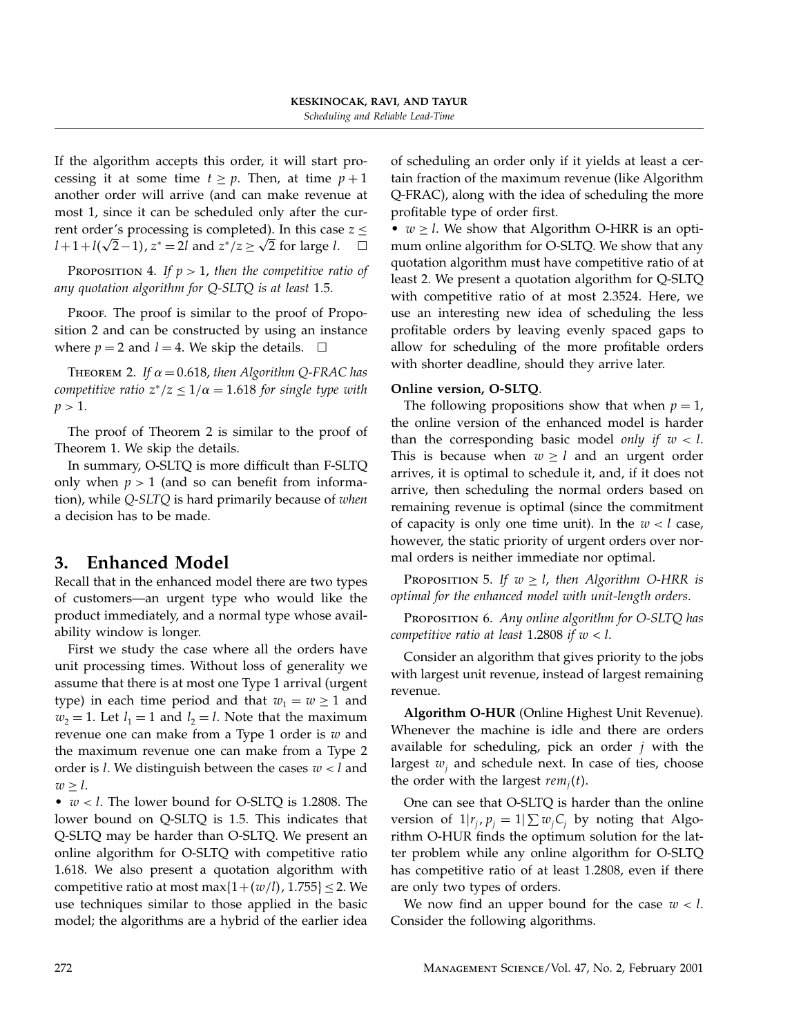If the algorithm accepts this order, it will start processing it at some time $t \geq p$. Then, at time $p+1$ another order will arrive (and can make revenue at most 1, since it can be scheduled only after the current order's processing is completed). In this case $z \leq l+1+l(\sqrt{2}-1)$, $z^* = 2l$ and $z^*/z \geq \sqrt{2}$ for large $l$. □

Proposition 4. *If $p > 1$, then the competitive ratio of any quotation algorithm for Q-SLTQ is at least* 1.5.

Proof. The proof is similar to the proof of Proposition 2 and can be constructed by using an instance where $p = 2$ and $l = 4$. We skip the details. □

Theorem 2. *If $\alpha = 0.618$, then Algorithm Q-FRAC has competitive ratio $z^*/z \leq 1/\alpha = 1.618$ for single type with $p > 1$.*

The proof of Theorem 2 is similar to the proof of Theorem 1. We skip the details.

In summary, O-SLTQ is more difficult than F-SLTQ only when $p > 1$ (and so can benefit from information), while *Q-SLTQ* is hard primarily because of *when* a decision has to be made.

## 3. Enhanced Model

Recall that in the enhanced model there are two types of customers—an urgent type who would like the product immediately, and a normal type whose availability window is longer.

First we study the case where all the orders have unit processing times. Without loss of generality we assume that there is at most one Type 1 arrival (urgent type) in each time period and that $w_1 = w \geq 1$ and $w_2 = 1$. Let $l_1 = 1$ and $l_2 = l$. Note that the maximum revenue one can make from a Type 1 order is $w$ and the maximum revenue one can make from a Type 2 order is $l$. We distinguish between the cases $w < l$ and $w \geq l$.

- $w < l$. The lower bound for O-SLTQ is 1.2808. The lower bound on Q-SLTQ is 1.5. This indicates that Q-SLTQ may be harder than O-SLTQ. We present an online algorithm for O-SLTQ with competitive ratio 1.618. We also present a quotation algorithm with competitive ratio at most $\max\{1+(w/l), 1.755\} \leq 2$. We use techniques similar to those applied in the basic model; the algorithms are a hybrid of the earlier idea of scheduling an order only if it yields at least a certain fraction of the maximum revenue (like Algorithm Q-FRAC), along with the idea of scheduling the more profitable type of order first.
- $w \geq l$. We show that Algorithm O-HRR is an optimum online algorithm for O-SLTQ. We show that any quotation algorithm must have competitive ratio of at least 2. We present a quotation algorithm for Q-SLTQ with competitive ratio of at most 2.3524. Here, we use an interesting new idea of scheduling the less profitable orders by leaving evenly spaced gaps to allow for scheduling of the more profitable orders with shorter deadline, should they arrive later.

**Online version, O-SLTQ**.

The following propositions show that when $p = 1$, the online version of the enhanced model is harder than the corresponding basic model *only if $w < l$*. This is because when $w \geq l$ and an urgent order arrives, it is optimal to schedule it, and, if it does not arrive, then scheduling the normal orders based on remaining revenue is optimal (since the commitment of capacity is only one time unit). In the $w < l$ case, however, the static priority of urgent orders over normal orders is neither immediate nor optimal.

Proposition 5. *If $w \geq l$, then Algorithm O-HRR is optimal for the enhanced model with unit-length orders.*

Proposition 6. *Any online algorithm for O-SLTQ has competitive ratio at least* 1.2808 *if $w < l$.*

Consider an algorithm that gives priority to the jobs with largest unit revenue, instead of largest remaining revenue.

**Algorithm O-HUR** (Online Highest Unit Revenue). Whenever the machine is idle and there are orders available for scheduling, pick an order $j$ with the largest $w_j$ and schedule next. In case of ties, choose the order with the largest $rem_j(t)$.

One can see that O-SLTQ is harder than the online version of $1|r_j, p_j = 1|\sum w_j C_j$ by noting that Algorithm O-HUR finds the optimum solution for the latter problem while any online algorithm for O-SLTQ has competitive ratio of at least 1.2808, even if there are only two types of orders.

We now find an upper bound for the case $w < l$. Consider the following algorithms.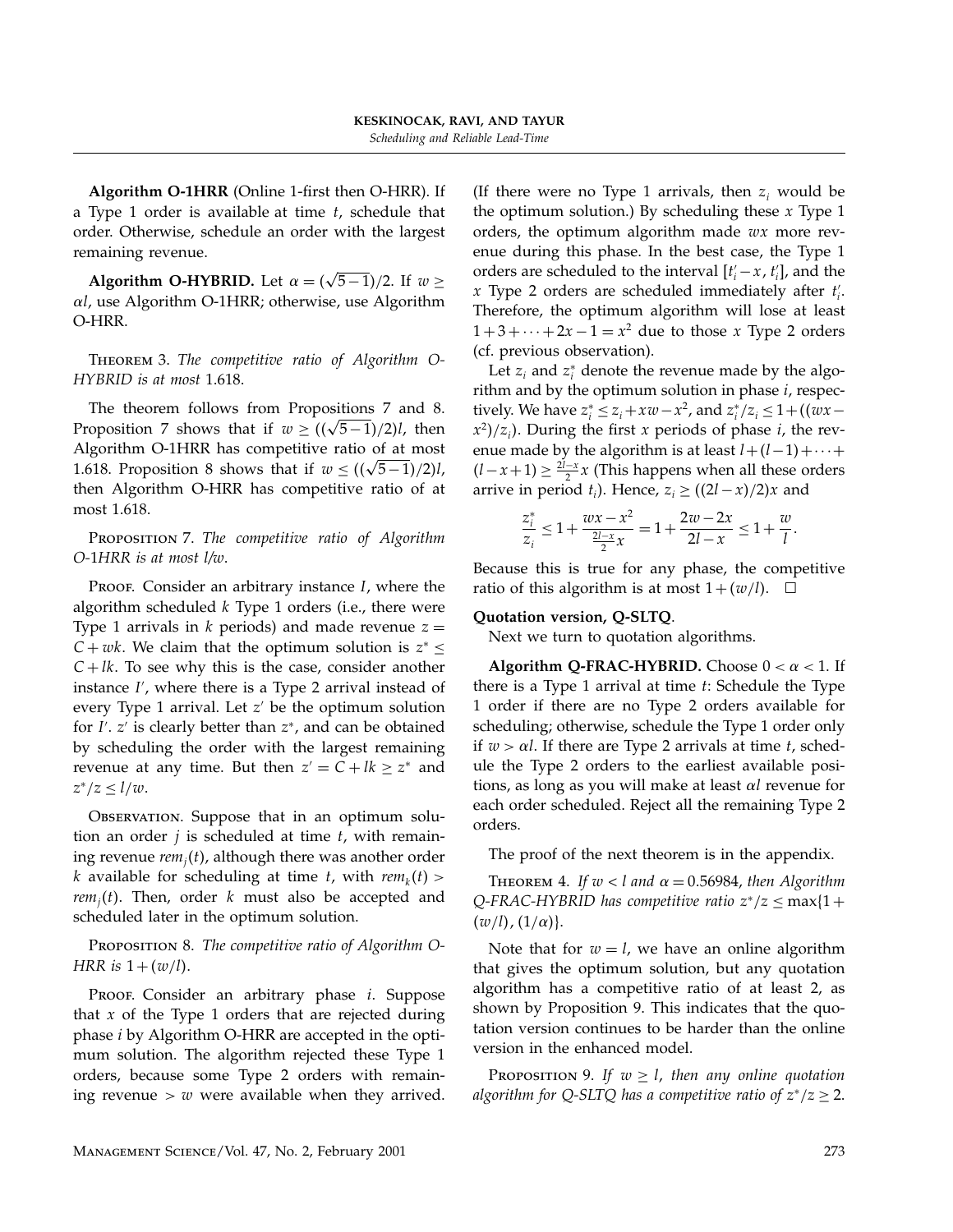**Algorithm O-1HRR** (Online 1-first then O-HRR). If a Type 1 order is available at time $t$, schedule that order. Otherwise, schedule an order with the largest remaining revenue.

**Algorithm O-HYBRID.** Let $\alpha = (\sqrt{5}-1)/2$. If $w \geq \alpha l$, use Algorithm O-1HRR; otherwise, use Algorithm O-HRR.

Theorem 3. *The competitive ratio of Algorithm O-HYBRID is at most* 1.618.

The theorem follows from Propositions 7 and 8. Proposition 7 shows that if $w \geq ((\sqrt{5}-1)/2)l$, then Algorithm O-1HRR has competitive ratio of at most 1.618. Proposition 8 shows that if $w \leq ((\sqrt{5}-1)/2)l$, then Algorithm O-HRR has competitive ratio of at most 1.618.

Proposition 7. *The competitive ratio of Algorithm O-1HRR is at most l/w.*

Proof. Consider an arbitrary instance $I$, where the algorithm scheduled $k$ Type 1 orders (i.e., there were Type 1 arrivals in $k$ periods) and made revenue $z = C + wk$. We claim that the optimum solution is $z^* \leq C + lk$. To see why this is the case, consider another instance $I'$, where there is a Type 2 arrival instead of every Type 1 arrival. Let $z'$ be the optimum solution for $I'$. $z'$ is clearly better than $z^*$, and can be obtained by scheduling the order with the largest remaining revenue at any time. But then $z' = C + lk \geq z^*$ and $z^*/z \leq l/w$.

Observation. Suppose that in an optimum solution an order $j$ is scheduled at time $t$, with remaining revenue $rem_j(t)$, although there was another order $k$ available for scheduling at time $t$, with $rem_k(t) > rem_j(t)$. Then, order $k$ must also be accepted and scheduled later in the optimum solution.

Proposition 8. *The competitive ratio of Algorithm O-HRR is* $1 + (w/l)$.

Proof. Consider an arbitrary phase $i$. Suppose that $x$ of the Type 1 orders that are rejected during phase $i$ by Algorithm O-HRR are accepted in the optimum solution. The algorithm rejected these Type 1 orders, because some Type 2 orders with remaining revenue $> w$ were available when they arrived. (If there were no Type 1 arrivals, then $z_i$ would be the optimum solution.) By scheduling these $x$ Type 1 orders, the optimum algorithm made $wx$ more revenue during this phase. In the best case, the Type 1 orders are scheduled to the interval $[t_i' - x, t_i']$, and the $x$ Type 2 orders are scheduled immediately after $t_i'$. Therefore, the optimum algorithm will lose at least $1 + 3 + \cdots + 2x - 1 = x^2$ due to those $x$ Type 2 orders (cf. previous observation).

Let $z_i$ and $z_i^*$ denote the revenue made by the algorithm and by the optimum solution in phase $i$, respectively. We have $z_i^* \leq z_i + xw - x^2$, and $z_i^*/z_i \leq 1 + ((wx - x^2)/z_i)$. During the first $x$ periods of phase $i$, the revenue made by the algorithm is at least $l + (l-1) + \cdots + (l - x + 1) \geq \frac{2l-x}{2}x$ (This happens when all these orders arrive in period $t_i$). Hence, $z_i \geq ((2l - x)/2)x$ and

$$\frac{z_i^*}{z_i} \leq 1 + \frac{wx - x^2}{\frac{2l-x}{2}x} = 1 + \frac{2w - 2x}{2l - x} \leq 1 + \frac{w}{l}.$$

Because this is true for any phase, the competitive ratio of this algorithm is at most $1 + (w/l)$. □

**Quotation version, Q-SLTQ**.

Next we turn to quotation algorithms.

**Algorithm Q-FRAC-HYBRID.** Choose $0 < \alpha < 1$. If there is a Type 1 arrival at time $t$: Schedule the Type 1 order if there are no Type 2 orders available for scheduling; otherwise, schedule the Type 1 order only if $w > \alpha l$. If there are Type 2 arrivals at time $t$, schedule the Type 2 orders to the earliest available positions, as long as you will make at least $\alpha l$ revenue for each order scheduled. Reject all the remaining Type 2 orders.

The proof of the next theorem is in the appendix.

Theorem 4. *If $w < l$ and $\alpha = 0.56984$, then Algorithm Q-FRAC-HYBRID has competitive ratio $z^*/z \leq \max\{1 + (w/l), (1/\alpha)\}$.*

Note that for $w = l$, we have an online algorithm that gives the optimum solution, but any quotation algorithm has a competitive ratio of at least 2, as shown by Proposition 9. This indicates that the quotation version continues to be harder than the online version in the enhanced model.

Proposition 9. *If $w \geq l$, then any online quotation algorithm for Q-SLTQ has a competitive ratio of $z^*/z \geq 2$.*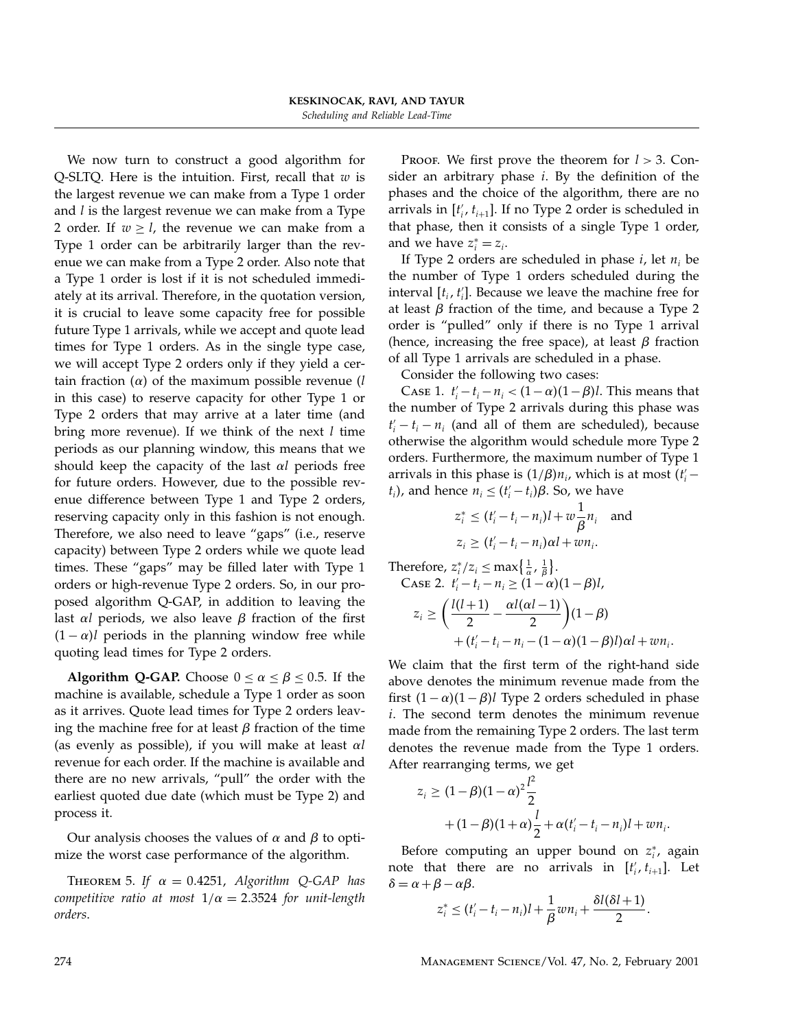We now turn to construct a good algorithm for Q-SLTQ. Here is the intuition. First, recall that $w$ is the largest revenue we can make from a Type 1 order and $l$ is the largest revenue we can make from a Type 2 order. If $w \geq l$, the revenue we can make from a Type 1 order can be arbitrarily larger than the revenue we can make from a Type 2 order. Also note that a Type 1 order is lost if it is not scheduled immediately at its arrival. Therefore, in the quotation version, it is crucial to leave some capacity free for possible future Type 1 arrivals, while we accept and quote lead times for Type 1 orders. As in the single type case, we will accept Type 2 orders only if they yield a certain fraction ($\alpha$) of the maximum possible revenue ($l$ in this case) to reserve capacity for other Type 1 or Type 2 orders that may arrive at a later time (and bring more revenue). If we think of the next $l$ time periods as our planning window, this means that we should keep the capacity of the last $\alpha l$ periods free for future orders. However, due to the possible revenue difference between Type 1 and Type 2 orders, reserving capacity only in this fashion is not enough. Therefore, we also need to leave "gaps" (i.e., reserve capacity) between Type 2 orders while we quote lead times. These "gaps" may be filled later with Type 1 orders or high-revenue Type 2 orders. So, in our proposed algorithm Q-GAP, in addition to leaving the last $\alpha l$ periods, we also leave $\beta$ fraction of the first $(1-\alpha)l$ periods in the planning window free while quoting lead times for Type 2 orders.

**Algorithm Q-GAP.** Choose $0 \leq \alpha \leq \beta \leq 0.5$. If the machine is available, schedule a Type 1 order as soon as it arrives. Quote lead times for Type 2 orders leaving the machine free for at least $\beta$ fraction of the time (as evenly as possible), if you will make at least $\alpha l$ revenue for each order. If the machine is available and there are no new arrivals, "pull" the order with the earliest quoted due date (which must be Type 2) and process it.

Our analysis chooses the values of $\alpha$ and $\beta$ to optimize the worst case performance of the algorithm.

THEOREM 5. *If $\alpha = 0.4251$, Algorithm Q-GAP has competitive ratio at most $1/\alpha = 2.3524$ for unit-length orders.*

PROOF. We first prove the theorem for $l > 3$. Consider an arbitrary phase $i$. By the definition of the phases and the choice of the algorithm, there are no arrivals in $[t'_i, t_{i+1}]$. If no Type 2 order is scheduled in that phase, then it consists of a single Type 1 order, and we have $z^*_i = z_i$.

If Type 2 orders are scheduled in phase $i$, let $n_i$ be the number of Type 1 orders scheduled during the interval $[t_i, t'_i]$. Because we leave the machine free for at least $\beta$ fraction of the time, and because a Type 2 order is "pulled" only if there is no Type 1 arrival (hence, increasing the free space), at least $\beta$ fraction of all Type 1 arrivals are scheduled in a phase.

Consider the following two cases:

CASE 1. $t'_i - t_i - n_i < (1-\alpha)(1-\beta)l$. This means that the number of Type 2 arrivals during this phase was $t'_i - t_i - n_i$ (and all of them are scheduled), because otherwise the algorithm would schedule more Type 2 orders. Furthermore, the maximum number of Type 1 arrivals in this phase is $(1/\beta)n_i$, which is at most $(t'_i - t_i)$, and hence $n_i \leq (t'_i - t_i)\beta$. So, we have

$$z^*_i \leq (t'_i - t_i - n_i)l + w\frac{1}{\beta}n_i \quad \text{and}$$
$$z_i \geq (t'_i - t_i - n_i)\alpha l + w n_i.$$

Therefore, $z^*_i / z_i \leq \max\left\{\frac{1}{\alpha}, \frac{1}{\beta}\right\}$.

CASE 2. $t'_i - t_i - n_i \geq (1-\alpha)(1-\beta)l$,

$$z_i \geq \left(\frac{l(l+1)}{2} - \frac{\alpha l(\alpha l - 1)}{2}\right)(1-\beta) + (t'_i - t_i - n_i - (1-\alpha)(1-\beta)l)\alpha l + w n_i.$$

We claim that the first term of the right-hand side above denotes the minimum revenue made from the first $(1-\alpha)(1-\beta)l$ Type 2 orders scheduled in phase $i$. The second term denotes the minimum revenue made from the remaining Type 2 orders. The last term denotes the revenue made from the Type 1 orders. After rearranging terms, we get

$$z_i \geq (1-\beta)(1-\alpha)^2\frac{l^2}{2} + (1-\beta)(1+\alpha)\frac{l}{2} + \alpha(t'_i - t_i - n_i)l + w n_i.$$

Before computing an upper bound on $z^*_i$, again note that there are no arrivals in $[t'_i, t_{i+1}]$. Let $\delta = \alpha + \beta - \alpha\beta$.

$$z^*_i \leq (t'_i - t_i - n_i)l + \frac{1}{\beta}w n_i + \frac{\delta l(\delta l + 1)}{2}.$$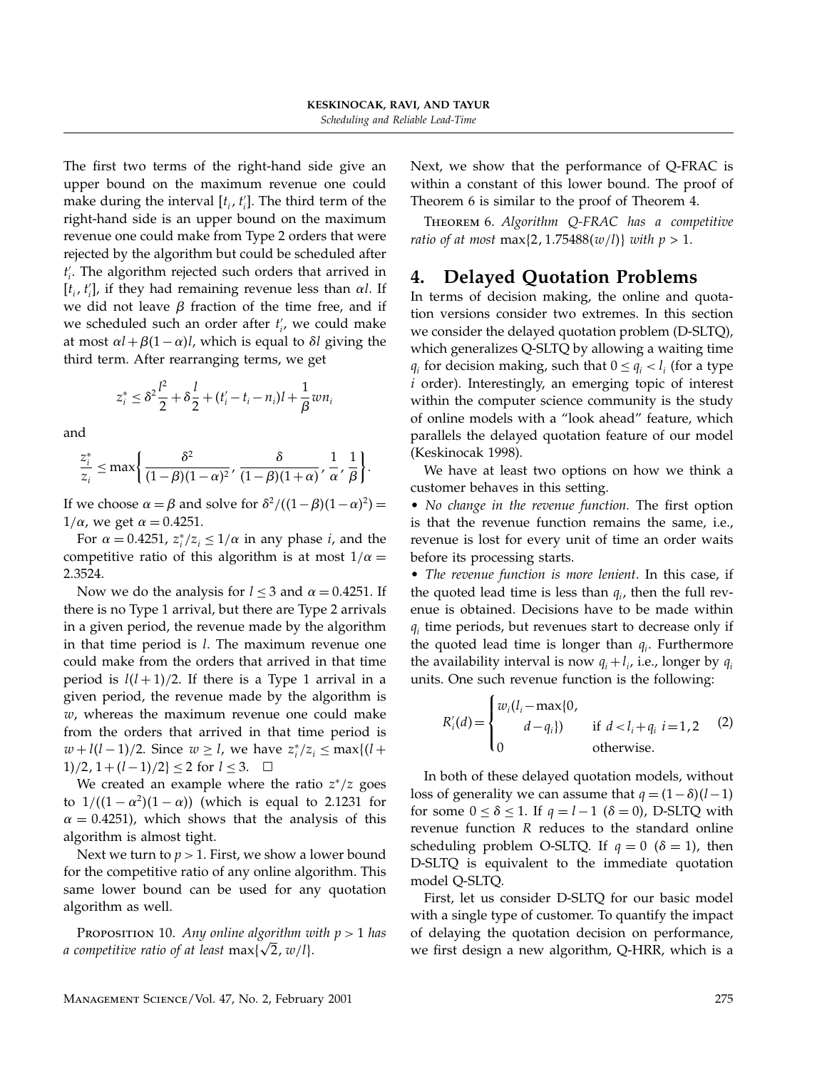The first two terms of the right-hand side give an upper bound on the maximum revenue one could make during the interval $[t_i, t_i']$. The third term of the right-hand side is an upper bound on the maximum revenue one could make from Type 2 orders that were rejected by the algorithm but could be scheduled after $t_i'$. The algorithm rejected such orders that arrived in $[t_i, t_i']$, if they had remaining revenue less than $\alpha l$. If we did not leave $\beta$ fraction of the time free, and if we scheduled such an order after $t_i'$, we could make at most $\alpha l + \beta(1-\alpha)l$, which is equal to $\delta l$ giving the third term. After rearranging terms, we get

$$z_i^* \le \delta^2 \frac{l^2}{2} + \delta \frac{l}{2} + (t_i' - t_i - n_i)l + \frac{1}{\beta} w n_i$$

and

$$\frac{z_i^*}{z_i} \le \max\left\{ \frac{\delta^2}{(1-\beta)(1-\alpha)^2}, \frac{\delta}{(1-\beta)(1+\alpha)}, \frac{1}{\alpha}, \frac{1}{\beta} \right\}.$$

If we choose $\alpha = \beta$ and solve for $\delta^2/((1-\beta)(1-\alpha)^2) = 1/\alpha$, we get $\alpha = 0.4251$.

For $\alpha = 0.4251$, $z_i^*/z_i \le 1/\alpha$ in any phase $i$, and the competitive ratio of this algorithm is at most $1/\alpha = 2.3524$.

Now we do the analysis for $l \le 3$ and $\alpha = 0.4251$. If there is no Type 1 arrival, but there are Type 2 arrivals in a given period, the revenue made by the algorithm in that time period is $l$. The maximum revenue one could make from the orders that arrived in that time period is $l(l+1)/2$. If there is a Type 1 arrival in a given period, the revenue made by the algorithm is $w$, whereas the maximum revenue one could make from the orders that arrived in that time period is $w + l(l-1)/2$. Since $w \ge l$, we have $z_i^*/z_i \le \max\{(l+1)/2, 1+(l-1)/2\} \le 2$ for $l \le 3$. $\square$

We created an example where the ratio $z^*/z$ goes to $1/((1-\alpha^2)(1-\alpha))$ (which is equal to 2.1231 for $\alpha = 0.4251$), which shows that the analysis of this algorithm is almost tight.

Next we turn to $p > 1$. First, we show a lower bound for the competitive ratio of any online algorithm. This same lower bound can be used for any quotation algorithm as well.

Proposition 10. *Any online algorithm with $p > 1$ has a competitive ratio of at least $\max\{\sqrt{2}, w/l\}$.*

Next, we show that the performance of Q-FRAC is within a constant of this lower bound. The proof of Theorem 6 is similar to the proof of Theorem 4.

Theorem 6. *Algorithm Q-FRAC has a competitive ratio of at most $\max\{2, 1.75488(w/l)\}$ with $p > 1$.*

# 4. Delayed Quotation Problems

In terms of decision making, the online and quotation versions consider two extremes. In this section we consider the delayed quotation problem (D-SLTQ), which generalizes Q-SLTQ by allowing a waiting time $q_i$ for decision making, such that $0 \le q_i < l_i$ (for a type $i$ order). Interestingly, an emerging topic of interest within the computer science community is the study of online models with a "look ahead" feature, which parallels the delayed quotation feature of our model (Keskinocak 1998).

We have at least two options on how we think a customer behaves in this setting.

• *No change in the revenue function.* The first option is that the revenue function remains the same, i.e., revenue is lost for every unit of time an order waits before its processing starts.

• *The revenue function is more lenient.* In this case, if the quoted lead time is less than $q_i$, then the full revenue is obtained. Decisions have to be made within $q_i$ time periods, but revenues start to decrease only if the quoted lead time is longer than $q_i$. Furthermore the availability interval is now $q_i + l_i$, i.e., longer by $q_i$ units. One such revenue function is the following:

$$R_i'(d) = \begin{cases} w_i(l_i - \max\{0, d - q_i\}) & \text{if } d < l_i + q_i \quad i = 1, 2 \\ 0 & \text{otherwise.} \end{cases} \tag{2}$$

In both of these delayed quotation models, without loss of generality we can assume that $q = (1-\delta)(l-1)$ for some $0 \le \delta \le 1$. If $q = l-1$ ($\delta = 0$), D-SLTQ with revenue function $R$ reduces to the standard online scheduling problem O-SLTQ. If $q = 0$ ($\delta = 1$), then D-SLTQ is equivalent to the immediate quotation model Q-SLTQ.

First, let us consider D-SLTQ for our basic model with a single type of customer. To quantify the impact of delaying the quotation decision on performance, we first design a new algorithm, Q-HRR, which is a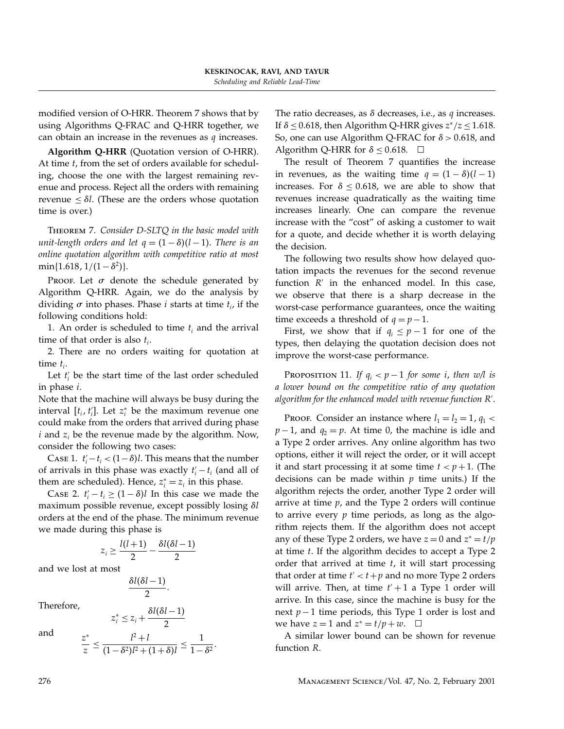modified version of O-HRR. Theorem 7 shows that by using Algorithms Q-FRAC and Q-HRR together, we can obtain an increase in the revenues as $q$ increases.

**Algorithm Q-HRR** (Quotation version of O-HRR). At time $t$, from the set of orders available for scheduling, choose the one with the largest remaining revenue and process. Reject all the orders with remaining revenue $\leq \delta l$. (These are the orders whose quotation time is over.)

THEOREM 7. *Consider D-SLTQ in the basic model with unit-length orders and let $q = (1-\delta)(l-1)$. There is an online quotation algorithm with competitive ratio at most $\min\{1.618, 1/(1-\delta^2)\}$.*

PROOF. Let $\sigma$ denote the schedule generated by Algorithm Q-HRR. Again, we do the analysis by dividing $\sigma$ into phases. Phase $i$ starts at time $t_i$, if the following conditions hold:

1. An order is scheduled to time $t_i$ and the arrival time of that order is also $t_i$.
2. There are no orders waiting for quotation at time $t_i$.

Let $t_i'$ be the start time of the last order scheduled in phase $i$.

Note that the machine will always be busy during the interval $[t_i, t_i']$. Let $z_i^*$ be the maximum revenue one could make from the orders that arrived during phase $i$ and $z_i$ be the revenue made by the algorithm. Now, consider the following two cases:

CASE 1. $t_i' - t_i < (1-\delta)l$. This means that the number of arrivals in this phase was exactly $t_i' - t_i$ (and all of them are scheduled). Hence, $z_i^* = z_i$ in this phase.

CASE 2. $t_i' - t_i \geq (1-\delta)l$ In this case we made the maximum possible revenue, except possibly losing $\delta l$ orders at the end of the phase. The minimum revenue we made during this phase is

$$z_i \geq \frac{l(l+1)}{2} - \frac{\delta l(\delta l - 1)}{2}$$

and we lost at most

$$\frac{\delta l(\delta l - 1)}{2}.$$

Therefore,

$$z_i^* \leq z_i + \frac{\delta l(\delta l - 1)}{2}$$

and

$$\frac{z^*}{z} \leq \frac{l^2 + l}{(1-\delta^2)l^2 + (1+\delta)l} \leq \frac{1}{1-\delta^2}.$$

The ratio decreases, as $\delta$ decreases, i.e., as $q$ increases. If $\delta \leq 0.618$, then Algorithm Q-HRR gives $z^*/z \leq 1.618$. So, one can use Algorithm Q-FRAC for $\delta > 0.618$, and Algorithm Q-HRR for $\delta \leq 0.618$. $\square$

The result of Theorem 7 quantifies the increase in revenues, as the waiting time $q = (1-\delta)(l-1)$ increases. For $\delta \leq 0.618$, we are able to show that revenues increase quadratically as the waiting time increases linearly. One can compare the revenue increase with the "cost" of asking a customer to wait for a quote, and decide whether it is worth delaying the decision.

The following two results show how delayed quotation impacts the revenues for the second revenue function $R'$ in the enhanced model. In this case, we observe that there is a sharp decrease in the worst-case performance guarantees, once the waiting time exceeds a threshold of $q = p - 1$.

First, we show that if $q_i \leq p - 1$ for one of the types, then delaying the quotation decision does not improve the worst-case performance.

PROPOSITION 11. *If $q_i < p - 1$ for some $i$, then $w/l$ is a lower bound on the competitive ratio of any quotation algorithm for the enhanced model with revenue function $R'$.*

PROOF. Consider an instance where $l_1 = l_2 = 1$, $q_1 < p - 1$, and $q_2 = p$. At time 0, the machine is idle and a Type 2 order arrives. Any online algorithm has two options, either it will reject the order, or it will accept it and start processing it at some time $t < p + 1$. (The decisions can be made within $p$ time units.) If the algorithm rejects the order, another Type 2 order will arrive at time $p$, and the Type 2 orders will continue to arrive every $p$ time periods, as long as the algorithm rejects them. If the algorithm does not accept any of these Type 2 orders, we have $z = 0$ and $z^* = t/p$ at time $t$. If the algorithm decides to accept a Type 2 order that arrived at time $t$, it will start processing that order at time $t' < t + p$ and no more Type 2 orders will arrive. Then, at time $t' + 1$ a Type 1 order will arrive. In this case, since the machine is busy for the next $p - 1$ time periods, this Type 1 order is lost and we have $z = 1$ and $z^* = t/p + w$. $\square$

A similar lower bound can be shown for revenue function $R$.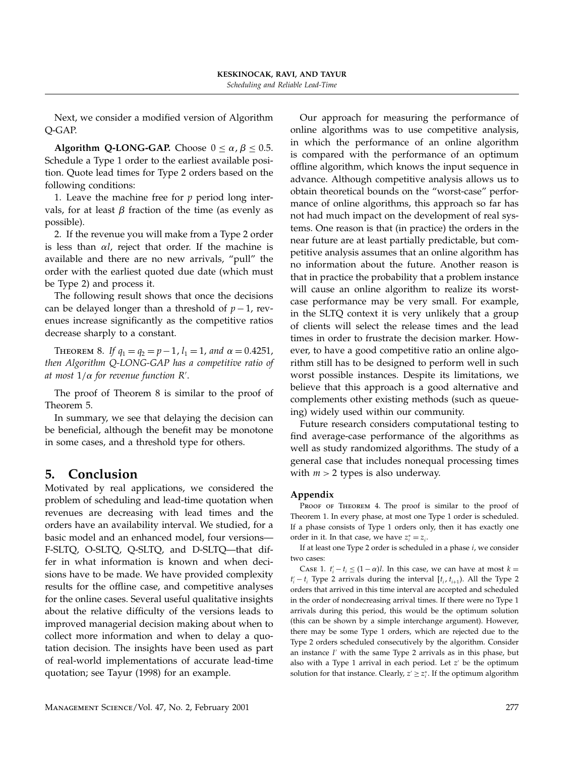Next, we consider a modified version of Algorithm Q-GAP.

**Algorithm Q-LONG-GAP.** Choose $0 \leq \alpha, \beta \leq 0.5$. Schedule a Type 1 order to the earliest available position. Quote lead times for Type 2 orders based on the following conditions:

1. Leave the machine free for $p$ period long intervals, for at least $\beta$ fraction of the time (as evenly as possible).

2. If the revenue you will make from a Type 2 order is less than $\alpha l$, reject that order. If the machine is available and there are no new arrivals, "pull" the order with the earliest quoted due date (which must be Type 2) and process it.

The following result shows that once the decisions can be delayed longer than a threshold of $p-1$, revenues increase significantly as the competitive ratios decrease sharply to a constant.

THEOREM 8. *If $q_1 = q_2 = p-1$, $l_1 = 1$, and $\alpha = 0.4251$, then Algorithm Q-LONG-GAP has a competitive ratio of at most $1/\alpha$ for revenue function $R'$.*

The proof of Theorem 8 is similar to the proof of Theorem 5.

In summary, we see that delaying the decision can be beneficial, although the benefit may be monotone in some cases, and a threshold type for others.

# 5. Conclusion

Motivated by real applications, we considered the problem of scheduling and lead-time quotation when revenues are decreasing with lead times and the orders have an availability interval. We studied, for a basic model and an enhanced model, four versions—F-SLTQ, O-SLTQ, Q-SLTQ, and D-SLTQ—that differ in what information is known and when decisions have to be made. We have provided complexity results for the offline case, and competitive analyses for the online cases. Several useful qualitative insights about the relative difficulty of the versions leads to improved managerial decision making about when to collect more information and when to delay a quotation decision. The insights have been used as part of real-world implementations of accurate lead-time quotation; see Tayur (1998) for an example.

Our approach for measuring the performance of online algorithms was to use competitive analysis, in which the performance of an online algorithm is compared with the performance of an optimum offline algorithm, which knows the input sequence in advance. Although competitive analysis allows us to obtain theoretical bounds on the "worst-case" performance of online algorithms, this approach so far has not had much impact on the development of real systems. One reason is that (in practice) the orders in the near future are at least partially predictable, but competitive analysis assumes that an online algorithm has no information about the future. Another reason is that in practice the probability that a problem instance will cause an online algorithm to realize its worst-case performance may be very small. For example, in the SLTQ context it is very unlikely that a group of clients will select the release times and the lead times in order to frustrate the decision marker. However, to have a good competitive ratio an online algorithm still has to be designed to perform well in such worst possible instances. Despite its limitations, we believe that this approach is a good alternative and complements other existing methods (such as queueing) widely used within our community.

Future research considers computational testing to find average-case performance of the algorithms as well as study randomized algorithms. The study of a general case that includes nonequal processing times with $m > 2$ types is also underway.

## Appendix

PROOF OF THEOREM 4. The proof is similar to the proof of Theorem 1. In every phase, at most one Type 1 order is scheduled. If a phase consists of Type 1 orders only, then it has exactly one order in it. In that case, we have $z_i^* = z_i$.

If at least one Type 2 order is scheduled in a phase $i$, we consider two cases:

CASE 1. $t_i' - t_i \leq (1-\alpha)l$. In this case, we can have at most $k = t_i' - t_i$ Type 2 arrivals during the interval $[t_i, t_{i+1})$. All the Type 2 orders that arrived in this time interval are accepted and scheduled in the order of nondecreasing arrival times. If there were no Type 1 arrivals during this period, this would be the optimum solution (this can be shown by a simple interchange argument). However, there may be some Type 1 orders, which are rejected due to the Type 2 orders scheduled consecutively by the algorithm. Consider an instance $I'$ with the same Type 2 arrivals as in this phase, but also with a Type 1 arrival in each period. Let $z'$ be the optimum solution for that instance. Clearly, $z' \geq z_i^*$. If the optimum algorithm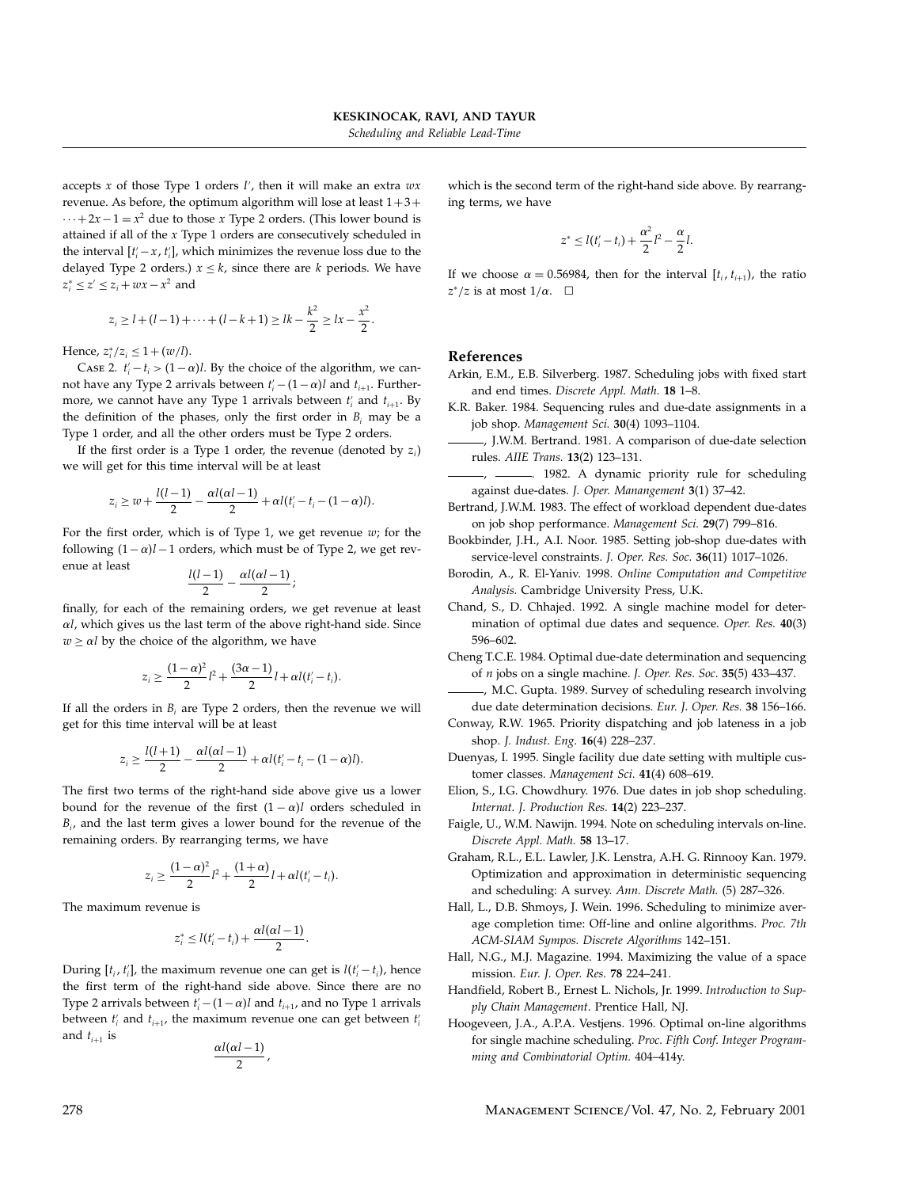accepts $x$ of those Type 1 orders $I'$, then it will make an extra $wx$ revenue. As before, the optimum algorithm will lose at least $1+3+\cdots+2x-1=x^2$ due to those $x$ Type 2 orders. (This lower bound is attained if all of the $x$ Type 1 orders are consecutively scheduled in the interval $[t_i'-x, t_i']$, which minimizes the revenue loss due to the delayed Type 2 orders.) $x \le k$, since there are $k$ periods. We have $z_i^* \le z' \le z_i + wx - x^2$ and

$$z_i \ge l + (l-1) + \cdots + (l-k+1) \ge lk - \frac{k^2}{2} \ge lx - \frac{x^2}{2}.$$

Hence, $z_i^*/z_i \le 1 + (w/l)$.

CASE 2. $t_i' - t_i > (1-\alpha)l$. By the choice of the algorithm, we cannot have any Type 2 arrivals between $t_i' - (1-\alpha)l$ and $t_{i+1}$. Furthermore, we cannot have any Type 1 arrivals between $t_i'$ and $t_{i+1}$. By the definition of the phases, only the first order in $B_i$ may be a Type 1 order, and all the other orders must be Type 2 orders.

If the first order is a Type 1 order, the revenue (denoted by $z_i$) we will get for this time interval will be at least

$$z_i \ge w + \frac{l(l-1)}{2} - \frac{\alpha l(\alpha l - 1)}{2} + \alpha l(t_i' - t_i - (1-\alpha)l).$$

For the first order, which is of Type 1, we get revenue $w$; for the following $(1-\alpha)l - 1$ orders, which must be of Type 2, we get revenue at least

$$\frac{l(l-1)}{2} - \frac{\alpha l(\alpha l - 1)}{2};$$

finally, for each of the remaining orders, we get revenue at least $\alpha l$, which gives us the last term of the above right-hand side. Since $w \ge \alpha l$ by the choice of the algorithm, we have

$$z_i \ge \frac{(1-\alpha)^2}{2} l^2 + \frac{(3\alpha - 1)}{2} l + \alpha l (t_i' - t_i).$$

If all the orders in $B_i$ are Type 2 orders, then the revenue we will get for this time interval will be at least

$$z_i \ge \frac{l(l+1)}{2} - \frac{\alpha l(\alpha l - 1)}{2} + \alpha l(t_i' - t_i - (1-\alpha)l).$$

The first two terms of the right-hand side above give us a lower bound for the revenue of the first $(1-\alpha)l$ orders scheduled in $B_i$, and the last term gives a lower bound for the revenue of the remaining orders. By rearranging terms, we have

$$z_i \ge \frac{(1-\alpha)^2}{2} l^2 + \frac{(1+\alpha)}{2} l + \alpha l (t_i' - t_i).$$

The maximum revenue is

$$z_i^* \le l(t_i' - t_i) + \frac{\alpha l(\alpha l - 1)}{2}.$$

During $[t_i, t_i']$, the maximum revenue one can get is $l(t_i' - t_i)$, hence the first term of the right-hand side above. Since there are no Type 2 arrivals between $t_i' - (1-\alpha)l$ and $t_{i+1}$, and no Type 1 arrivals between $t_i'$ and $t_{i+1}$, the maximum revenue one can get between $t_i'$ and $t_{i+1}$ is

$$\frac{\alpha l(\alpha l - 1)}{2},$$

which is the second term of the right-hand side above. By rearranging terms, we have

$$z^* \le l(t_i' - t_i) + \frac{\alpha^2}{2} l^2 - \frac{\alpha}{2} l.$$

If we choose $\alpha = 0.56984$, then for the interval $[t_i, t_{i+1})$, the ratio $z^*/z$ is at most $1/\alpha$. □

## References

Arkin, E.M., E.B. Silverberg. 1987. Scheduling jobs with fixed start and end times. *Discrete Appl. Math.* **18** 1–8.

K.R. Baker. 1984. Sequencing rules and due-date assignments in a job shop. *Management Sci.* **30**(4) 1093–1104.

——, J.W.M. Bertrand. 1981. A comparison of due-date selection rules. *AIIE Trans.* **13**(2) 123–131.

——, ——. 1982. A dynamic priority rule for scheduling against due-dates. *J. Oper. Manangement* **3**(1) 37–42.

Bertrand, J.W.M. 1983. The effect of workload dependent due-dates on job shop performance. *Management Sci.* **29**(7) 799–816.

Bookbinder, J.H., A.I. Noor. 1985. Setting job-shop due-dates with service-level constraints. *J. Oper. Res. Soc.* **36**(11) 1017–1026.

Borodin, A., R. El-Yaniv. 1998. *Online Computation and Competitive Analysis.* Cambridge University Press, U.K.

Chand, S., D. Chhajed. 1992. A single machine model for determination of optimal due dates and sequence. *Oper. Res.* **40**(3) 596–602.

Cheng T.C.E. 1984. Optimal due-date determination and sequencing of $n$ jobs on a single machine. *J. Oper. Res. Soc.* **35**(5) 433–437.

——, M.C. Gupta. 1989. Survey of scheduling research involving due date determination decisions. *Eur. J. Oper. Res.* **38** 156–166.

Conway, R.W. 1965. Priority dispatching and job lateness in a job shop. *J. Indust. Eng.* **16**(4) 228–237.

Duenyas, I. 1995. Single facility due date setting with multiple customer classes. *Management Sci.* **41**(4) 608–619.

Elion, S., I.G. Chowdhury. 1976. Due dates in job shop scheduling. *Internat. J. Production Res.* **14**(2) 223–237.

Faigle, U., W.M. Nawijn. 1994. Note on scheduling intervals on-line. *Discrete Appl. Math.* **58** 13–17.

Graham, R.L., E.L. Lawler, J.K. Lenstra, A.H. G. Rinnooy Kan. 1979. Optimization and approximation in deterministic sequencing and scheduling: A survey. *Ann. Discrete Math.* (5) 287–326.

Hall, L., D.B. Shmoys, J. Wein. 1996. Scheduling to minimize average completion time: Off-line and online algorithms. *Proc. 7th ACM-SIAM Sympos. Discrete Algorithms* 142–151.

Hall, N.G., M.J. Magazine. 1994. Maximizing the value of a space mission. *Eur. J. Oper. Res.* **78** 224–241.

Handfield, Robert B., Ernest L. Nichols, Jr. 1999. *Introduction to Supply Chain Management.* Prentice Hall, NJ.

Hoogeveen, J.A., A.P.A. Vestjens. 1996. Optimal on-line algorithms for single machine scheduling. *Proc. Fifth Conf. Integer Programming and Combinatorial Optim.* 404–414y.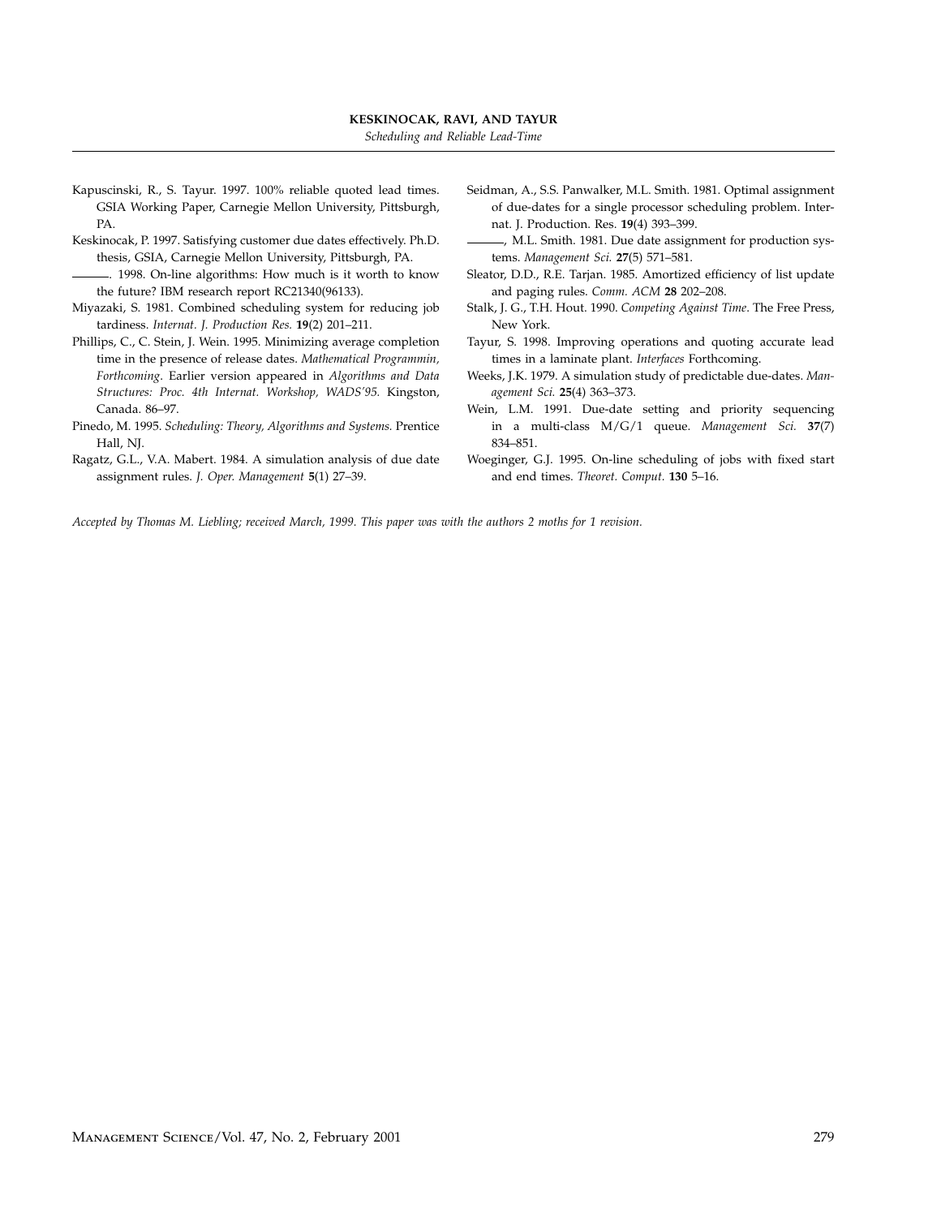Kapuscinski, R., S. Tayur. 1997. 100% reliable quoted lead times. GSIA Working Paper, Carnegie Mellon University, Pittsburgh, PA.

Keskinocak, P. 1997. Satisfying customer due dates effectively. Ph.D. thesis, GSIA, Carnegie Mellon University, Pittsburgh, PA.

———. 1998. On-line algorithms: How much is it worth to know the future? IBM research report RC21340(96133).

Miyazaki, S. 1981. Combined scheduling system for reducing job tardiness. *Internat. J. Production Res.* **19**(2) 201–211.

Phillips, C., C. Stein, J. Wein. 1995. Minimizing average completion time in the presence of release dates. *Mathematical Programmin, Forthcoming*. Earlier version appeared in *Algorithms and Data Structures: Proc. 4th Internat. Workshop, WADS'95.* Kingston, Canada. 86–97.

Pinedo, M. 1995. *Scheduling: Theory, Algorithms and Systems.* Prentice Hall, NJ.

Ragatz, G.L., V.A. Mabert. 1984. A simulation analysis of due date assignment rules. *J. Oper. Management* **5**(1) 27–39.

Seidman, A., S.S. Panwalker, M.L. Smith. 1981. Optimal assignment of due-dates for a single processor scheduling problem. Internat. J. Production. Res. **19**(4) 393–399.

———, M.L. Smith. 1981. Due date assignment for production systems. *Management Sci.* **27**(5) 571–581.

Sleator, D.D., R.E. Tarjan. 1985. Amortized efficiency of list update and paging rules. *Comm. ACM* **28** 202–208.

Stalk, J. G., T.H. Hout. 1990. *Competing Against Time*. The Free Press, New York.

Tayur, S. 1998. Improving operations and quoting accurate lead times in a laminate plant. *Interfaces* Forthcoming.

Weeks, J.K. 1979. A simulation study of predictable due-dates. *Management Sci.* **25**(4) 363–373.

Wein, L.M. 1991. Due-date setting and priority sequencing in a multi-class M/G/1 queue. *Management Sci.* **37**(7) 834–851.

Woeginger, G.J. 1995. On-line scheduling of jobs with fixed start and end times. *Theoret. Comput.* **130** 5–16.

*Accepted by Thomas M. Liebling; received March, 1999. This paper was with the authors 2 moths for 1 revision.*